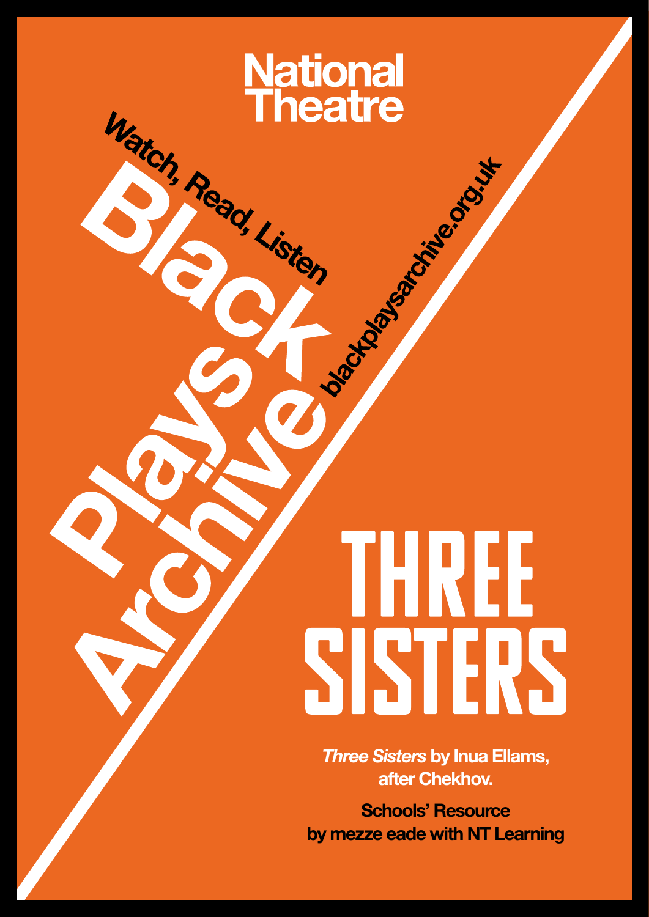National Theatre

Black Plays Archive

Watch, Read, Listen

blackplaysarchive.org.uk

# THREE SISTERS

***Three Sisters*** **by Inua Ellams, after Chekhov.**

**Schools' Resource by mezze eade with NT Learning**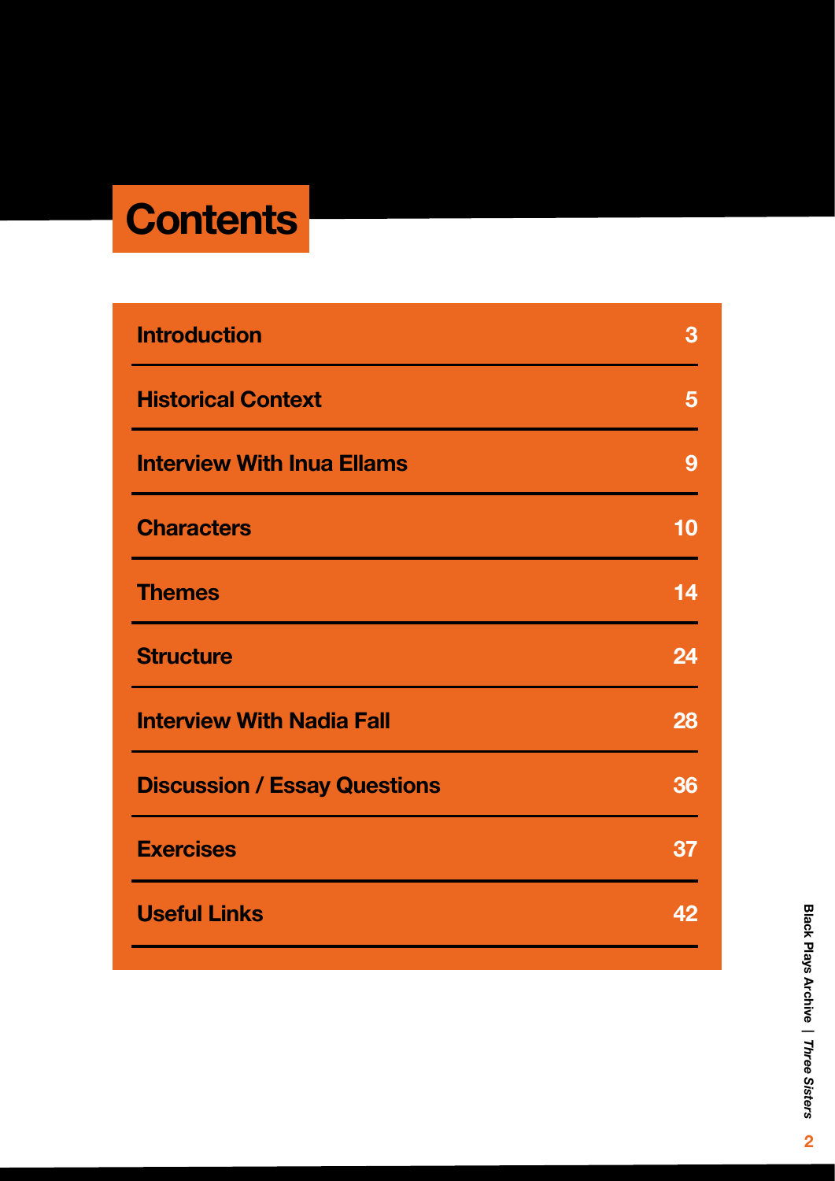# Contents

| | |
|---|---|
| Introduction | 3 |
| Historical Context | 5 |
| Interview With Inua Ellams | 9 |
| Characters | 10 |
| Themes | 14 |
| Structure | 24 |
| Interview With Nadia Fall | 28 |
| Discussion / Essay Questions | 36 |
| Exercises | 37 |
| Useful Links | 42 |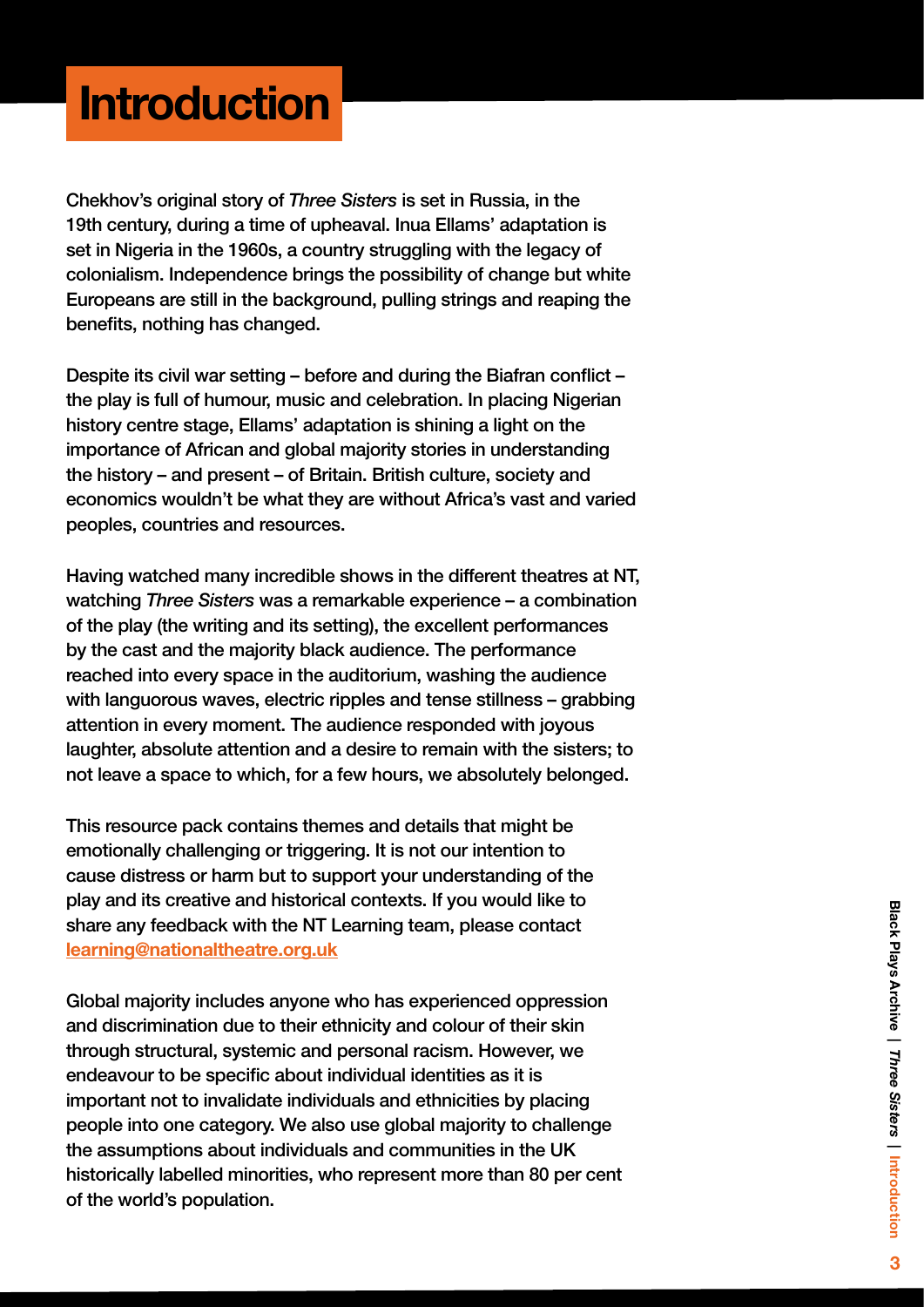# Introduction

Chekhov's original story of *Three Sisters* is set in Russia, in the 19th century, during a time of upheaval. Inua Ellams' adaptation is set in Nigeria in the 1960s, a country struggling with the legacy of colonialism. Independence brings the possibility of change but white Europeans are still in the background, pulling strings and reaping the benefits, nothing has changed.

Despite its civil war setting – before and during the Biafran conflict – the play is full of humour, music and celebration. In placing Nigerian history centre stage, Ellams' adaptation is shining a light on the importance of African and global majority stories in understanding the history – and present – of Britain. British culture, society and economics wouldn't be what they are without Africa's vast and varied peoples, countries and resources.

Having watched many incredible shows in the different theatres at NT, watching *Three Sisters* was a remarkable experience – a combination of the play (the writing and its setting), the excellent performances by the cast and the majority black audience. The performance reached into every space in the auditorium, washing the audience with languorous waves, electric ripples and tense stillness – grabbing attention in every moment. The audience responded with joyous laughter, absolute attention and a desire to remain with the sisters; to not leave a space to which, for a few hours, we absolutely belonged.

This resource pack contains themes and details that might be emotionally challenging or triggering. It is not our intention to cause distress or harm but to support your understanding of the play and its creative and historical contexts. If you would like to share any feedback with the NT Learning team, please contact **learning@nationaltheatre.org.uk**

Global majority includes anyone who has experienced oppression and discrimination due to their ethnicity and colour of their skin through structural, systemic and personal racism. However, we endeavour to be specific about individual identities as it is important not to invalidate individuals and ethnicities by placing people into one category. We also use global majority to challenge the assumptions about individuals and communities in the UK historically labelled minorities, who represent more than 80 per cent of the world's population.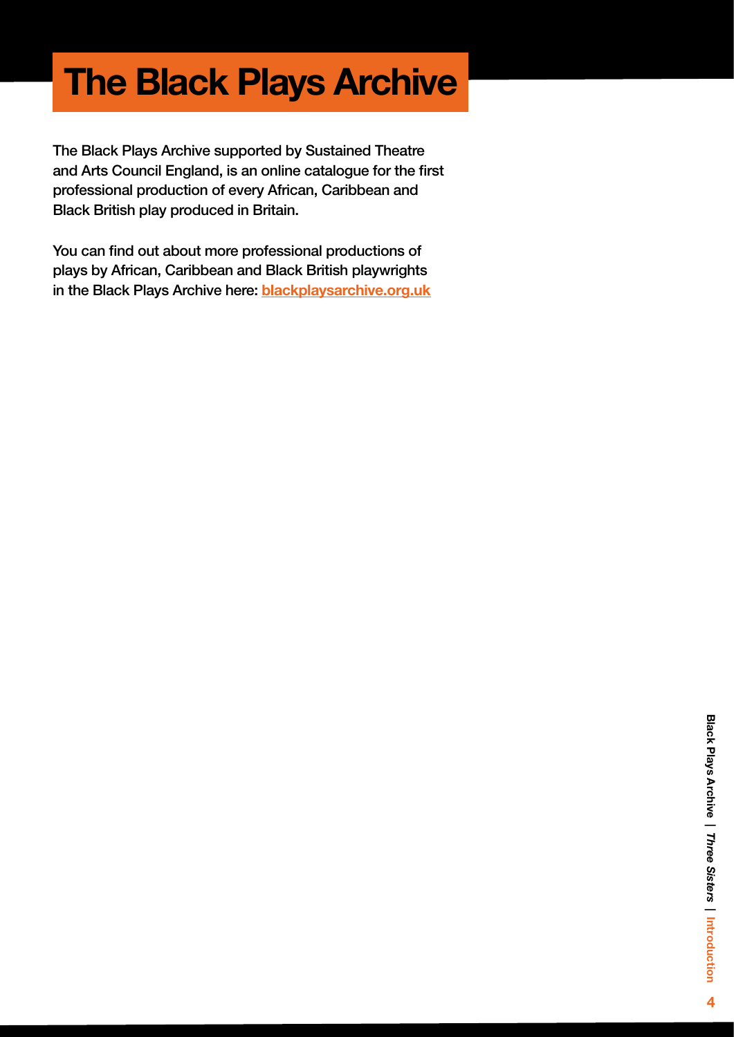# The Black Plays Archive

The Black Plays Archive supported by Sustained Theatre and Arts Council England, is an online catalogue for the first professional production of every African, Caribbean and Black British play produced in Britain.

You can find out about more professional productions of plays by African, Caribbean and Black British playwrights in the Black Plays Archive here: **[blackplaysarchive.org.uk](http://blackplaysarchive.org.uk)**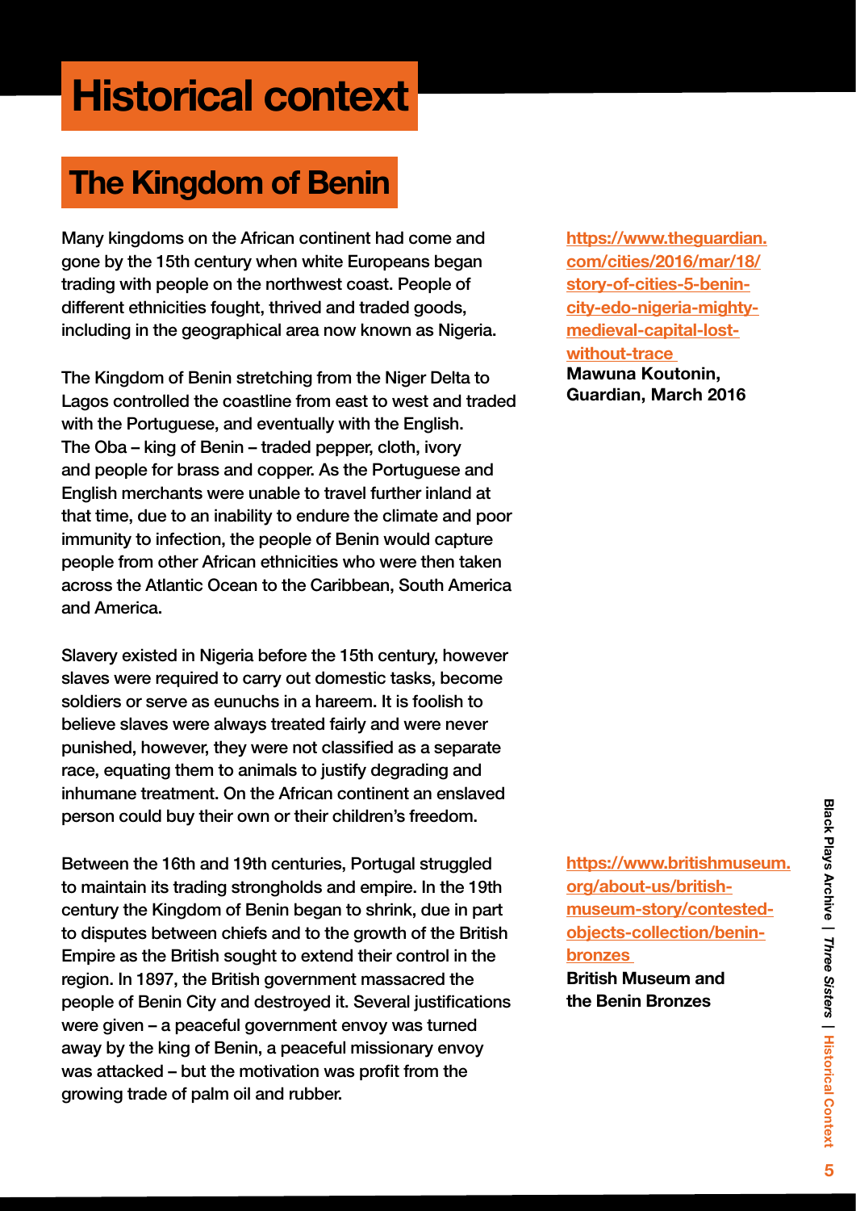# Historical context

## The Kingdom of Benin

Many kingdoms on the African continent had come and gone by the 15th century when white Europeans began trading with people on the northwest coast. People of different ethnicities fought, thrived and traded goods, including in the geographical area now known as Nigeria.

The Kingdom of Benin stretching from the Niger Delta to Lagos controlled the coastline from east to west and traded with the Portuguese, and eventually with the English. The Oba – king of Benin – traded pepper, cloth, ivory and people for brass and copper. As the Portuguese and English merchants were unable to travel further inland at that time, due to an inability to endure the climate and poor immunity to infection, the people of Benin would capture people from other African ethnicities who were then taken across the Atlantic Ocean to the Caribbean, South America and America.

[https://www.theguardian.com/cities/2016/mar/18/story-of-cities-5-benin-city-edo-nigeria-mighty-medieval-capital-lost-without-trace](https://www.theguardian.com/cities/2016/mar/18/story-of-cities-5-benin-city-edo-nigeria-mighty-medieval-capital-lost-without-trace)
**Mawuna Koutonin, Guardian, March 2016**

Slavery existed in Nigeria before the 15th century, however slaves were required to carry out domestic tasks, become soldiers or serve as eunuchs in a hareem. It is foolish to believe slaves were always treated fairly and were never punished, however, they were not classified as a separate race, equating them to animals to justify degrading and inhumane treatment. On the African continent an enslaved person could buy their own or their children's freedom.

Between the 16th and 19th centuries, Portugal struggled to maintain its trading strongholds and empire. In the 19th century the Kingdom of Benin began to shrink, due in part to disputes between chiefs and to the growth of the British Empire as the British sought to extend their control in the region. In 1897, the British government massacred the people of Benin City and destroyed it. Several justifications were given – a peaceful government envoy was turned away by the king of Benin, a peaceful missionary envoy was attacked – but the motivation was profit from the growing trade of palm oil and rubber.

[https://www.britishmuseum.org/about-us/british-museum-story/contested-objects-collection/benin-bronzes](https://www.britishmuseum.org/about-us/british-museum-story/contested-objects-collection/benin-bronzes)
**British Museum and the Benin Bronzes**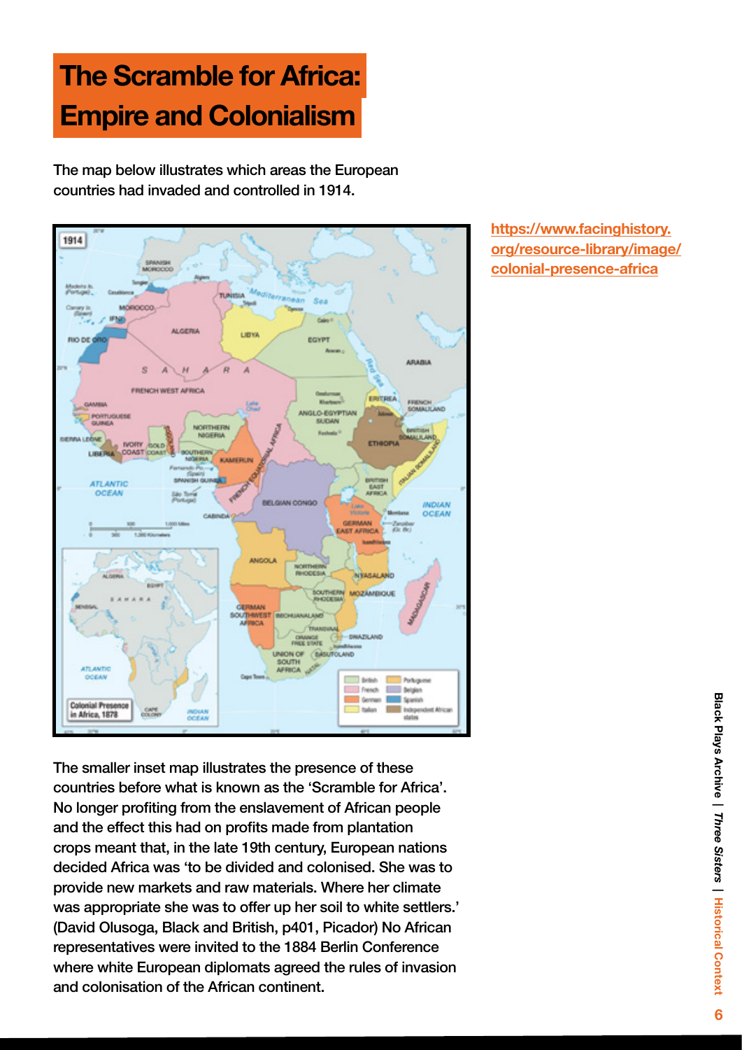# The Scramble for Africa: Empire and Colonialism

The map below illustrates which areas the European countries had invaded and controlled in 1914.

[https://www.facinghistory.org/resource-library/image/colonial-presence-africa](https://www.facinghistory.org/resource-library/image/colonial-presence-africa)

The smaller inset map illustrates the presence of these countries before what is known as the 'Scramble for Africa'. No longer profiting from the enslavement of African people and the effect this had on profits made from plantation crops meant that, in the late 19th century, European nations decided Africa was 'to be divided and colonised. She was to provide new markets and raw materials. Where her climate was appropriate she was to offer up her soil to white settlers.' (David Olusoga, Black and British, p401, Picador) No African representatives were invited to the 1884 Berlin Conference where white European diplomats agreed the rules of invasion and colonisation of the African continent.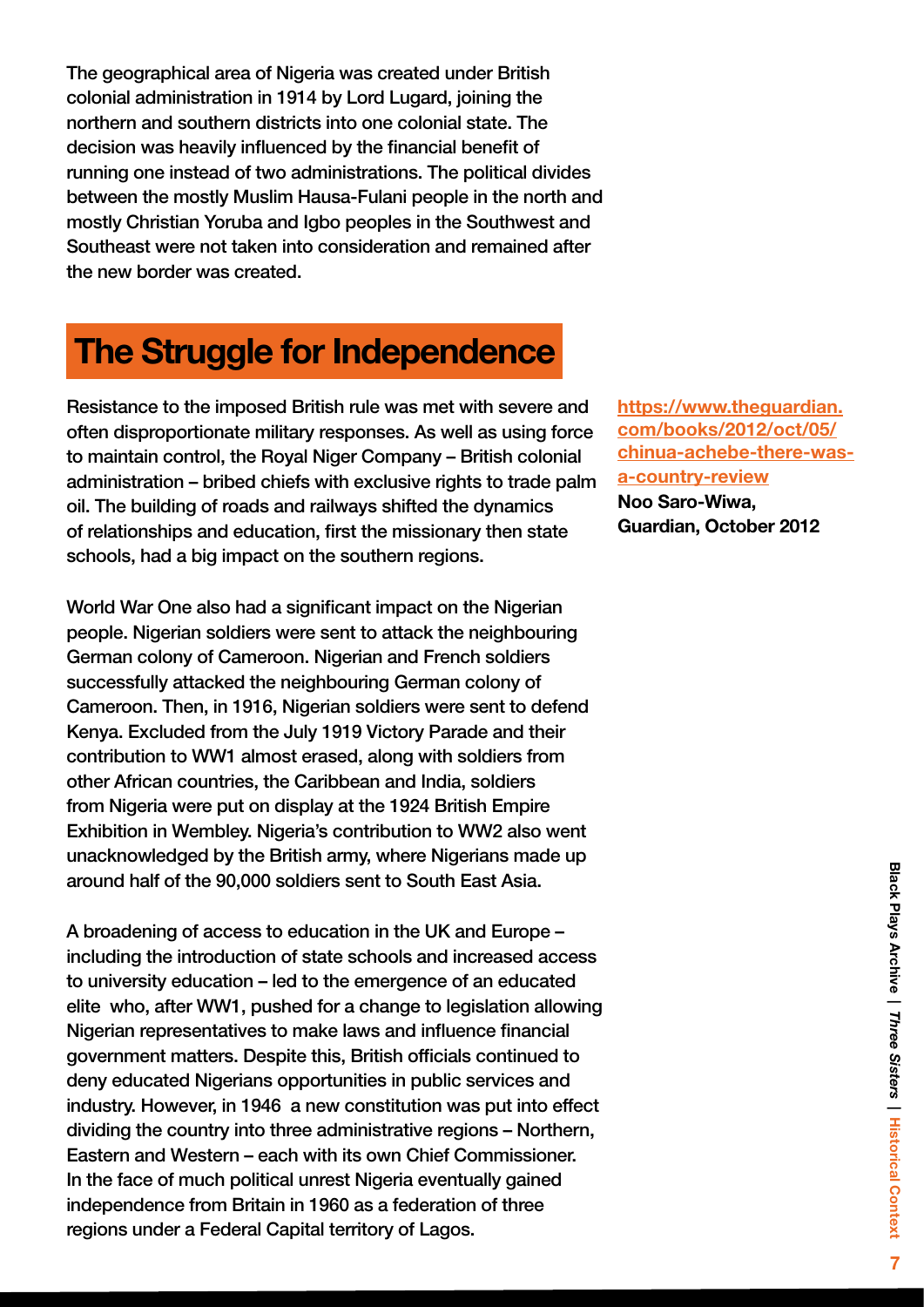The geographical area of Nigeria was created under British colonial administration in 1914 by Lord Lugard, joining the northern and southern districts into one colonial state. The decision was heavily influenced by the financial benefit of running one instead of two administrations. The political divides between the mostly Muslim Hausa-Fulani people in the north and mostly Christian Yoruba and Igbo peoples in the Southwest and Southeast were not taken into consideration and remained after the new border was created.

## The Struggle for Independence

Resistance to the imposed British rule was met with severe and often disproportionate military responses. As well as using force to maintain control, the Royal Niger Company – British colonial administration – bribed chiefs with exclusive rights to trade palm oil. The building of roads and railways shifted the dynamics of relationships and education, first the missionary then state schools, had a big impact on the southern regions.

World War One also had a significant impact on the Nigerian people. Nigerian soldiers were sent to attack the neighbouring German colony of Cameroon. Nigerian and French soldiers successfully attacked the neighbouring German colony of Cameroon. Then, in 1916, Nigerian soldiers were sent to defend Kenya. Excluded from the July 1919 Victory Parade and their contribution to WW1 almost erased, along with soldiers from other African countries, the Caribbean and India, soldiers from Nigeria were put on display at the 1924 British Empire Exhibition in Wembley. Nigeria's contribution to WW2 also went unacknowledged by the British army, where Nigerians made up around half of the 90,000 soldiers sent to South East Asia.

A broadening of access to education in the UK and Europe – including the introduction of state schools and increased access to university education – led to the emergence of an educated elite who, after WW1, pushed for a change to legislation allowing Nigerian representatives to make laws and influence financial government matters. Despite this, British officials continued to deny educated Nigerians opportunities in public services and industry. However, in 1946 a new constitution was put into effect dividing the country into three administrative regions – Northern, Eastern and Western – each with its own Chief Commissioner. In the face of much political unrest Nigeria eventually gained independence from Britain in 1960 as a federation of three regions under a Federal Capital territory of Lagos.

https://www.theguardian.com/books/2012/oct/05/chinua-achebe-there-was-a-country-review
**Noo Saro-Wiwa, Guardian, October 2012**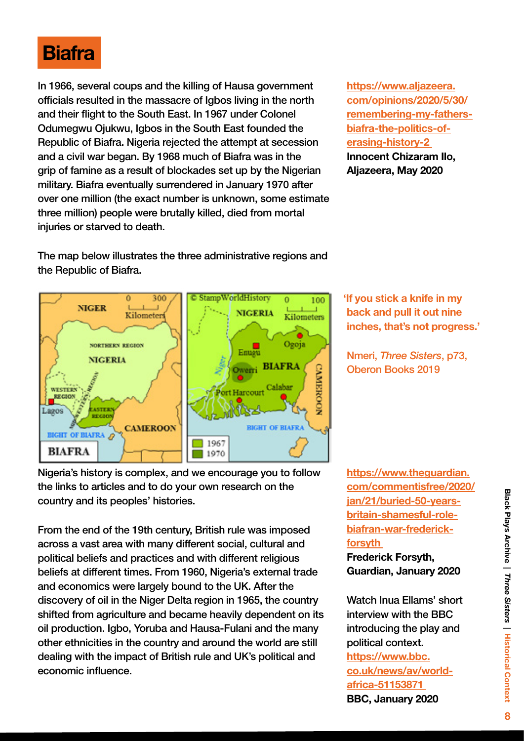# Biafra

In 1966, several coups and the killing of Hausa government officials resulted in the massacre of Igbos living in the north and their flight to the South East. In 1967 under Colonel Odumegwu Ojukwu, Igbos in the South East founded the Republic of Biafra. Nigeria rejected the attempt at secession and a civil war began. By 1968 much of Biafra was in the grip of famine as a result of blockades set up by the Nigerian military. Biafra eventually surrendered in January 1970 after over one million (the exact number is unknown, some estimate three million) people were brutally killed, died from mortal injuries or starved to death.

https://www.aljazeera.com/opinions/2020/5/30/remembering-my-fathers-biafra-the-politics-of-erasing-history-2
**Innocent Chizaram Ilo, Aljazeera, May 2020**

The map below illustrates the three administrative regions and the Republic of Biafra.

'If you stick a knife in my back and pull it out nine inches, that's not progress.'

Nmeri, *Three Sisters*, p73, Oberon Books 2019

Nigeria's history is complex, and we encourage you to follow the links to articles and to do your own research on the country and its peoples' histories.

From the end of the 19th century, British rule was imposed across a vast area with many different social, cultural and political beliefs and practices and with different religious beliefs at different times. From 1960, Nigeria's external trade and economics were largely bound to the UK. After the discovery of oil in the Niger Delta region in 1965, the country shifted from agriculture and became heavily dependent on its oil production. Igbo, Yoruba and Hausa-Fulani and the many other ethnicities in the country and around the world are still dealing with the impact of British rule and UK's political and economic influence.

https://www.theguardian.com/commentisfree/2020/jan/21/buried-50-years-britain-shameful-role-biafran-war-frederick-forsyth
**Frederick Forsyth, Guardian, January 2020**

Watch Inua Ellams' short interview with the BBC introducing the play and political context.
https://www.bbc.co.uk/news/av/world-africa-51153871
**BBC, January 2020**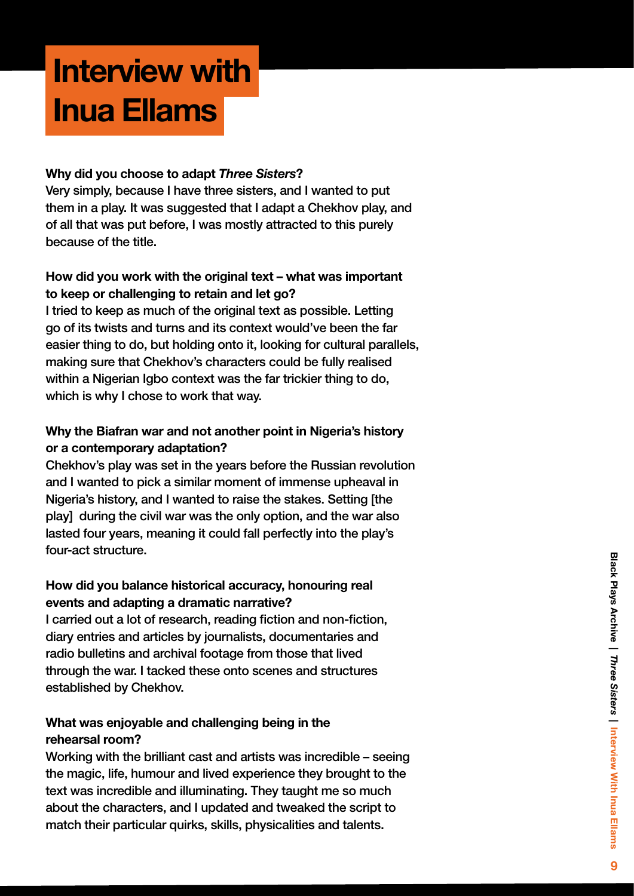# Interview with Inua Ellams

**Why did you choose to adapt *Three Sisters*?**

Very simply, because I have three sisters, and I wanted to put them in a play. It was suggested that I adapt a Chekhov play, and of all that was put before, I was mostly attracted to this purely because of the title.

**How did you work with the original text – what was important to keep or challenging to retain and let go?**

I tried to keep as much of the original text as possible. Letting go of its twists and turns and its context would've been the far easier thing to do, but holding onto it, looking for cultural parallels, making sure that Chekhov's characters could be fully realised within a Nigerian Igbo context was the far trickier thing to do, which is why I chose to work that way.

**Why the Biafran war and not another point in Nigeria's history or a contemporary adaptation?**

Chekhov's play was set in the years before the Russian revolution and I wanted to pick a similar moment of immense upheaval in Nigeria's history, and I wanted to raise the stakes. Setting [the play] during the civil war was the only option, and the war also lasted four years, meaning it could fall perfectly into the play's four-act structure.

**How did you balance historical accuracy, honouring real events and adapting a dramatic narrative?**

I carried out a lot of research, reading fiction and non-fiction, diary entries and articles by journalists, documentaries and radio bulletins and archival footage from those that lived through the war. I tacked these onto scenes and structures established by Chekhov.

**What was enjoyable and challenging being in the rehearsal room?**

Working with the brilliant cast and artists was incredible – seeing the magic, life, humour and lived experience they brought to the text was incredible and illuminating. They taught me so much about the characters, and I updated and tweaked the script to match their particular quirks, skills, physicalities and talents.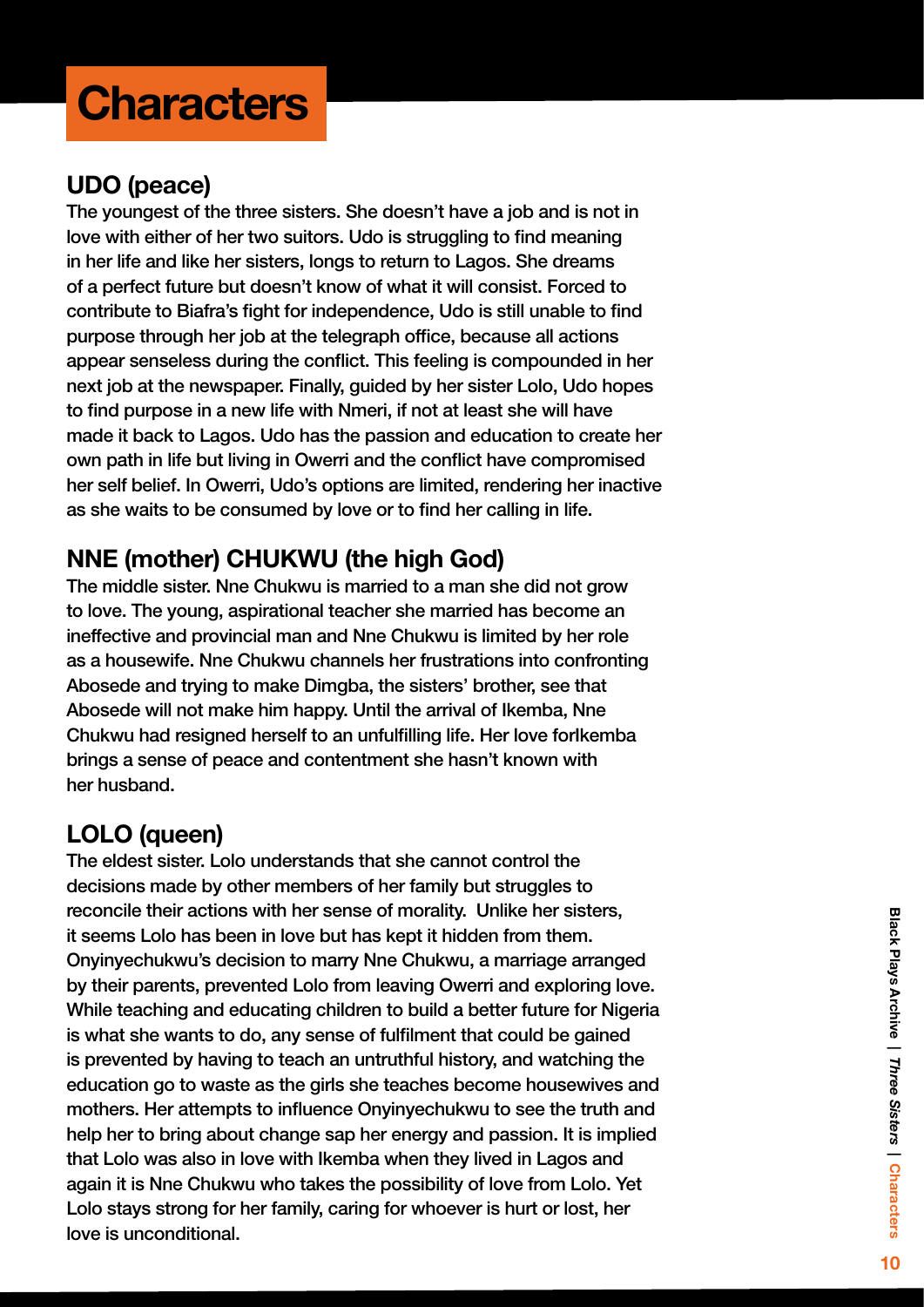# Characters

## UDO (peace)

The youngest of the three sisters. She doesn't have a job and is not in love with either of her two suitors. Udo is struggling to find meaning in her life and like her sisters, longs to return to Lagos. She dreams of a perfect future but doesn't know of what it will consist. Forced to contribute to Biafra's fight for independence, Udo is still unable to find purpose through her job at the telegraph office, because all actions appear senseless during the conflict. This feeling is compounded in her next job at the newspaper. Finally, guided by her sister Lolo, Udo hopes to find purpose in a new life with Nmeri, if not at least she will have made it back to Lagos. Udo has the passion and education to create her own path in life but living in Owerri and the conflict have compromised her self belief. In Owerri, Udo's options are limited, rendering her inactive as she waits to be consumed by love or to find her calling in life.

## NNE (mother) CHUKWU (the high God)

The middle sister. Nne Chukwu is married to a man she did not grow to love. The young, aspirational teacher she married has become an ineffective and provincial man and Nne Chukwu is limited by her role as a housewife. Nne Chukwu channels her frustrations into confronting Abosede and trying to make Dimgba, the sisters' brother, see that Abosede will not make him happy. Until the arrival of Ikemba, Nne Chukwu had resigned herself to an unfulfilling life. Her love forIkemba brings a sense of peace and contentment she hasn't known with her husband.

## LOLO (queen)

The eldest sister. Lolo understands that she cannot control the decisions made by other members of her family but struggles to reconcile their actions with her sense of morality. Unlike her sisters, it seems Lolo has been in love but has kept it hidden from them. Onyinyechukwu's decision to marry Nne Chukwu, a marriage arranged by their parents, prevented Lolo from leaving Owerri and exploring love. While teaching and educating children to build a better future for Nigeria is what she wants to do, any sense of fulfilment that could be gained is prevented by having to teach an untruthful history, and watching the education go to waste as the girls she teaches become housewives and mothers. Her attempts to influence Onyinyechukwu to see the truth and help her to bring about change sap her energy and passion. It is implied that Lolo was also in love with Ikemba when they lived in Lagos and again it is Nne Chukwu who takes the possibility of love from Lolo. Yet Lolo stays strong for her family, caring for whoever is hurt or lost, her love is unconditional.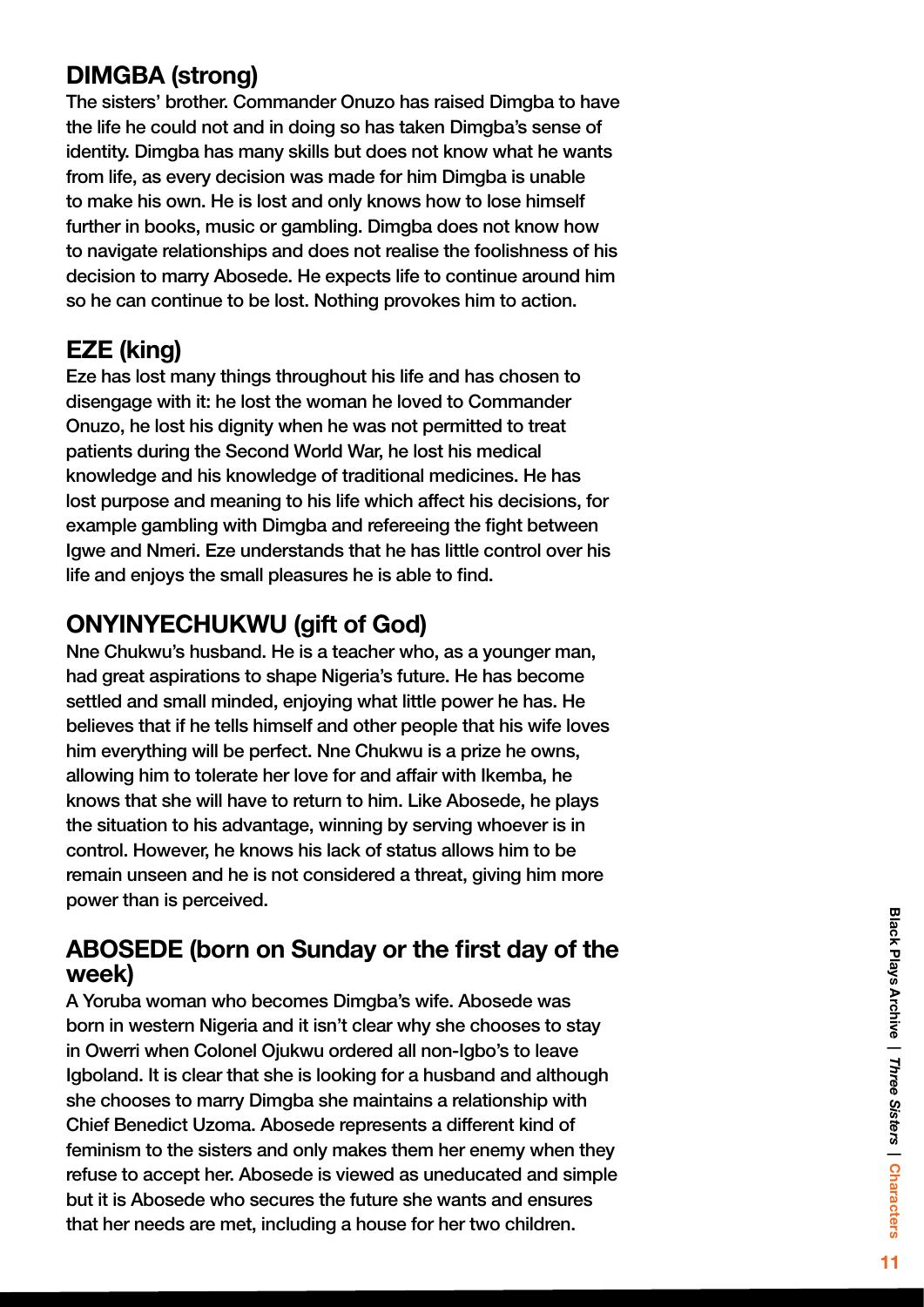## DIMGBA (strong)

The sisters' brother. Commander Onuzo has raised Dimgba to have the life he could not and in doing so has taken Dimgba's sense of identity. Dimgba has many skills but does not know what he wants from life, as every decision was made for him Dimgba is unable to make his own. He is lost and only knows how to lose himself further in books, music or gambling. Dimgba does not know how to navigate relationships and does not realise the foolishness of his decision to marry Abosede. He expects life to continue around him so he can continue to be lost. Nothing provokes him to action.

## EZE (king)

Eze has lost many things throughout his life and has chosen to disengage with it: he lost the woman he loved to Commander Onuzo, he lost his dignity when he was not permitted to treat patients during the Second World War, he lost his medical knowledge and his knowledge of traditional medicines. He has lost purpose and meaning to his life which affect his decisions, for example gambling with Dimgba and refereeing the fight between Igwe and Nmeri. Eze understands that he has little control over his life and enjoys the small pleasures he is able to find.

## ONYINYECHUKWU (gift of God)

Nne Chukwu's husband. He is a teacher who, as a younger man, had great aspirations to shape Nigeria's future. He has become settled and small minded, enjoying what little power he has. He believes that if he tells himself and other people that his wife loves him everything will be perfect. Nne Chukwu is a prize he owns, allowing him to tolerate her love for and affair with Ikemba, he knows that she will have to return to him. Like Abosede, he plays the situation to his advantage, winning by serving whoever is in control. However, he knows his lack of status allows him to be remain unseen and he is not considered a threat, giving him more power than is perceived.

## ABOSEDE (born on Sunday or the first day of the week)

A Yoruba woman who becomes Dimgba's wife. Abosede was born in western Nigeria and it isn't clear why she chooses to stay in Owerri when Colonel Ojukwu ordered all non-Igbo's to leave Igboland. It is clear that she is looking for a husband and although she chooses to marry Dimgba she maintains a relationship with Chief Benedict Uzoma. Abosede represents a different kind of feminism to the sisters and only makes them her enemy when they refuse to accept her. Abosede is viewed as uneducated and simple but it is Abosede who secures the future she wants and ensures that her needs are met, including a house for her two children.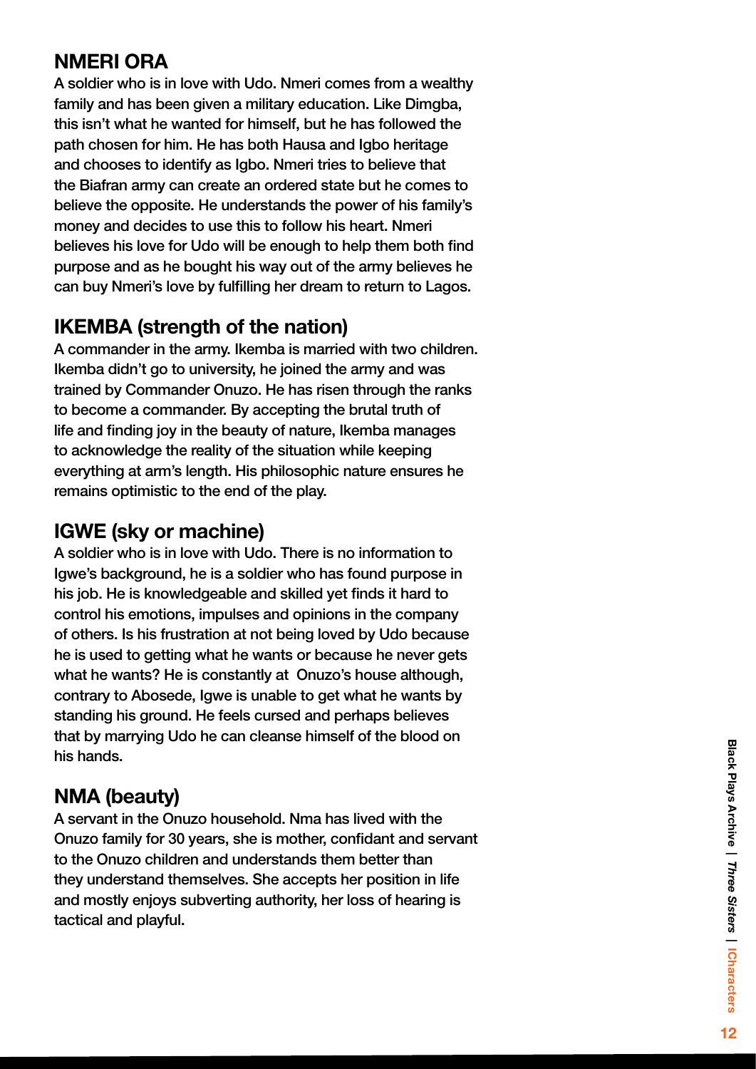## NMERI ORA

A soldier who is in love with Udo. Nmeri comes from a wealthy family and has been given a military education. Like Dimgba, this isn't what he wanted for himself, but he has followed the path chosen for him. He has both Hausa and Igbo heritage and chooses to identify as Igbo. Nmeri tries to believe that the Biafran army can create an ordered state but he comes to believe the opposite. He understands the power of his family's money and decides to use this to follow his heart. Nmeri believes his love for Udo will be enough to help them both find purpose and as he bought his way out of the army believes he can buy Nmeri's love by fulfilling her dream to return to Lagos.

## IKEMBA (strength of the nation)

A commander in the army. Ikemba is married with two children. Ikemba didn't go to university, he joined the army and was trained by Commander Onuzo. He has risen through the ranks to become a commander. By accepting the brutal truth of life and finding joy in the beauty of nature, Ikemba manages to acknowledge the reality of the situation while keeping everything at arm's length. His philosophic nature ensures he remains optimistic to the end of the play.

## IGWE (sky or machine)

A soldier who is in love with Udo. There is no information to Igwe's background, he is a soldier who has found purpose in his job. He is knowledgeable and skilled yet finds it hard to control his emotions, impulses and opinions in the company of others. Is his frustration at not being loved by Udo because he is used to getting what he wants or because he never gets what he wants? He is constantly at Onuzo's house although, contrary to Abosede, Igwe is unable to get what he wants by standing his ground. He feels cursed and perhaps believes that by marrying Udo he can cleanse himself of the blood on his hands.

## NMA (beauty)

A servant in the Onuzo household. Nma has lived with the Onuzo family for 30 years, she is mother, confidant and servant to the Onuzo children and understands them better than they understand themselves. She accepts her position in life and mostly enjoys subverting authority, her loss of hearing is tactical and playful.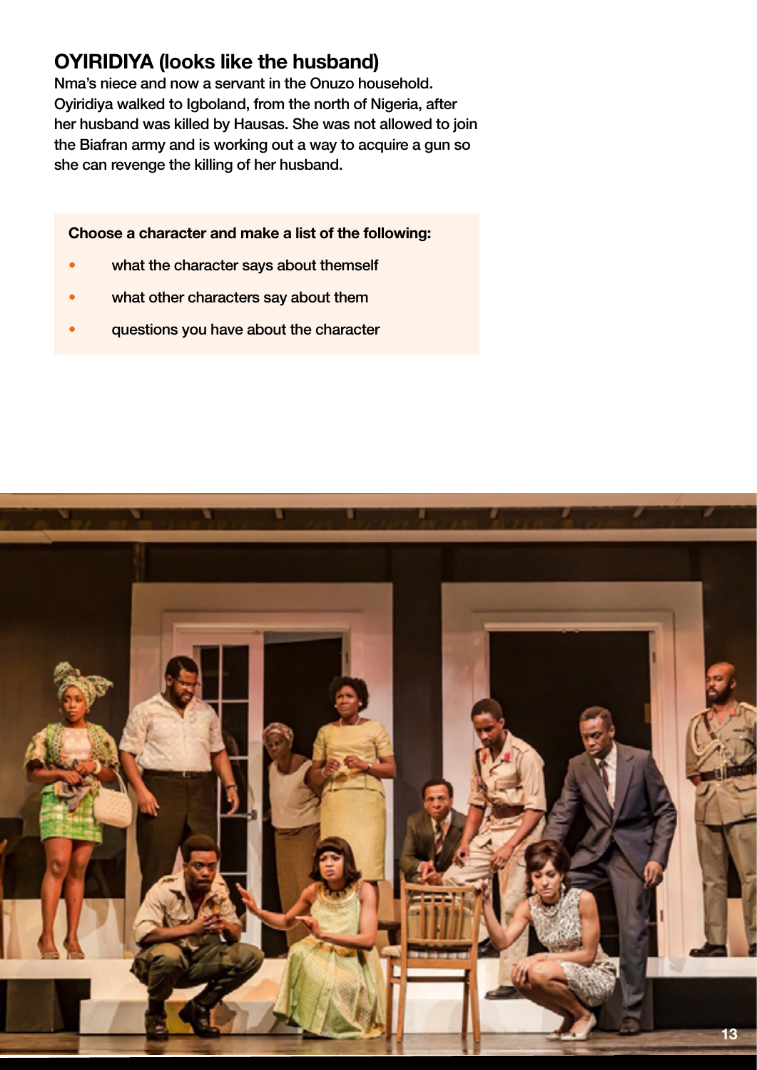## OYIRIDIYA (looks like the husband)

Nma's niece and now a servant in the Onuzo household. Oyiridiya walked to Igboland, from the north of Nigeria, after her husband was killed by Hausas. She was not allowed to join the Biafran army and is working out a way to acquire a gun so she can revenge the killing of her husband.

**Choose a character and make a list of the following:**

- what the character says about themself
- what other characters say about them
- questions you have about the character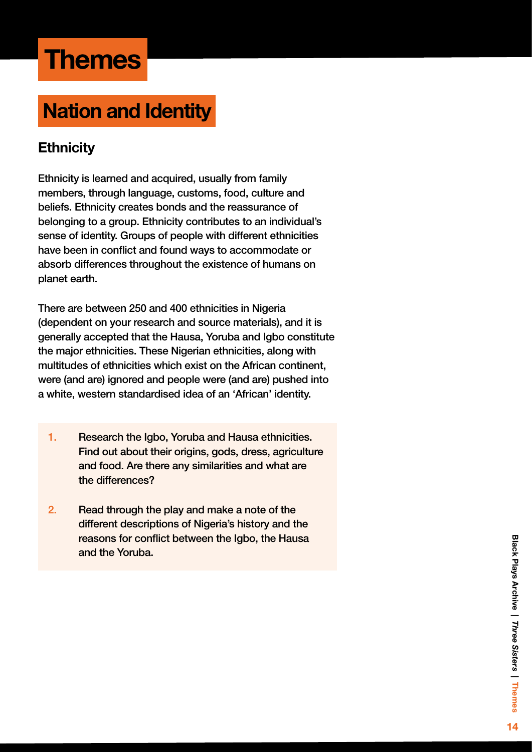# Themes

## Nation and Identity

### Ethnicity

Ethnicity is learned and acquired, usually from family members, through language, customs, food, culture and beliefs. Ethnicity creates bonds and the reassurance of belonging to a group. Ethnicity contributes to an individual's sense of identity. Groups of people with different ethnicities have been in conflict and found ways to accommodate or absorb differences throughout the existence of humans on planet earth.

There are between 250 and 400 ethnicities in Nigeria (dependent on your research and source materials), and it is generally accepted that the Hausa, Yoruba and Igbo constitute the major ethnicities. These Nigerian ethnicities, along with multitudes of ethnicities which exist on the African continent, were (and are) ignored and people were (and are) pushed into a white, western standardised idea of an 'African' identity.

1. Research the Igbo, Yoruba and Hausa ethnicities. Find out about their origins, gods, dress, agriculture and food. Are there any similarities and what are the differences?

2. Read through the play and make a note of the different descriptions of Nigeria's history and the reasons for conflict between the Igbo, the Hausa and the Yoruba.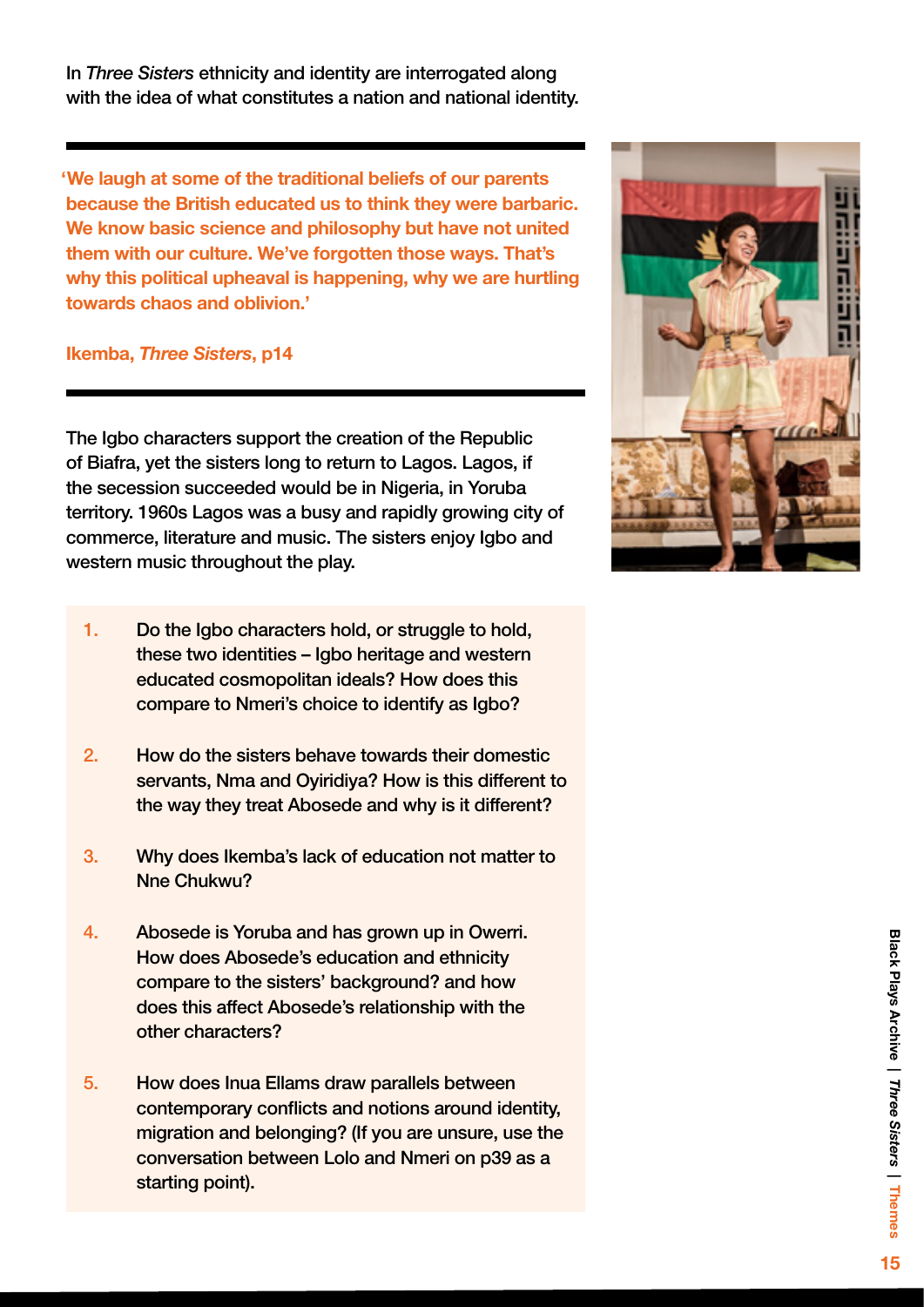In *Three Sisters* ethnicity and identity are interrogated along with the idea of what constitutes a nation and national identity.

---

**'We laugh at some of the traditional beliefs of our parents because the British educated us to think they were barbaric. We know basic science and philosophy but have not united them with our culture. We've forgotten those ways. That's why this political upheaval is happening, why we are hurtling towards chaos and oblivion.'**

**Ikemba, *Three Sisters*, p14**

---

The Igbo characters support the creation of the Republic of Biafra, yet the sisters long to return to Lagos. Lagos, if the secession succeeded would be in Nigeria, in Yoruba territory. 1960s Lagos was a busy and rapidly growing city of commerce, literature and music. The sisters enjoy Igbo and western music throughout the play.

1. Do the Igbo characters hold, or struggle to hold, these two identities – Igbo heritage and western educated cosmopolitan ideals? How does this compare to Nmeri's choice to identify as Igbo?

2. How do the sisters behave towards their domestic servants, Nma and Oyiridiya? How is this different to the way they treat Abosede and why is it different?

3. Why does Ikemba's lack of education not matter to Nne Chukwu?

4. Abosede is Yoruba and has grown up in Owerri. How does Abosede's education and ethnicity compare to the sisters' background? and how does this affect Abosede's relationship with the other characters?

5. How does Inua Ellams draw parallels between contemporary conflicts and notions around identity, migration and belonging? (If you are unsure, use the conversation between Lolo and Nmeri on p39 as a starting point).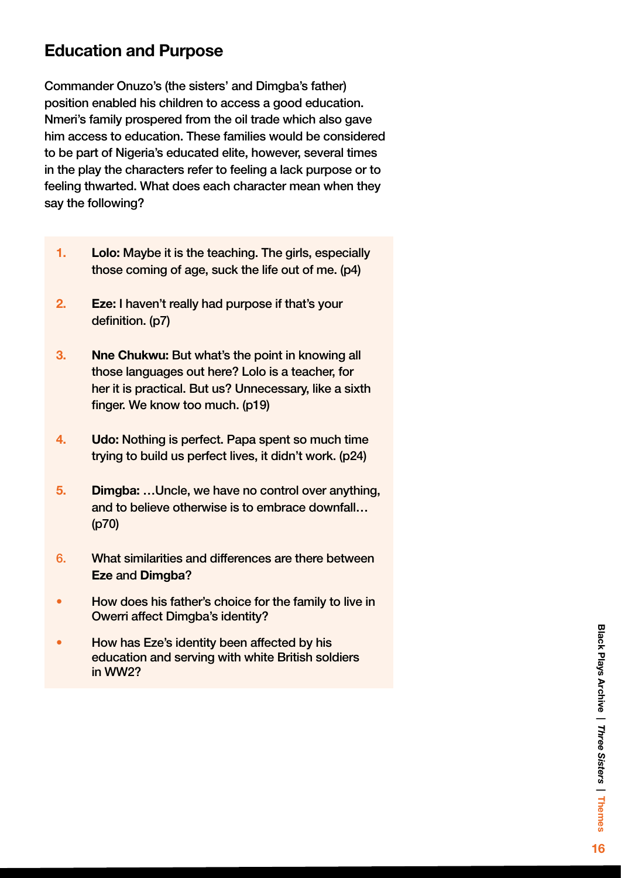## Education and Purpose

Commander Onuzo's (the sisters' and Dimgba's father) position enabled his children to access a good education. Nmeri's family prospered from the oil trade which also gave him access to education. These families would be considered to be part of Nigeria's educated elite, however, several times in the play the characters refer to feeling a lack purpose or to feeling thwarted. What does each character mean when they say the following?

1. **Lolo:** Maybe it is the teaching. The girls, especially those coming of age, suck the life out of me. (p4)
2. **Eze:** I haven't really had purpose if that's your definition. (p7)
3. **Nne Chukwu:** But what's the point in knowing all those languages out here? Lolo is a teacher, for her it is practical. But us? Unnecessary, like a sixth finger. We know too much. (p19)
4. **Udo:** Nothing is perfect. Papa spent so much time trying to build us perfect lives, it didn't work. (p24)
5. **Dimgba:** …Uncle, we have no control over anything, and to believe otherwise is to embrace downfall… (p70)
6. What similarities and differences are there between **Eze** and **Dimgba**?

- How does his father's choice for the family to live in Owerri affect Dimgba's identity?
- How has Eze's identity been affected by his education and serving with white British soldiers in WW2?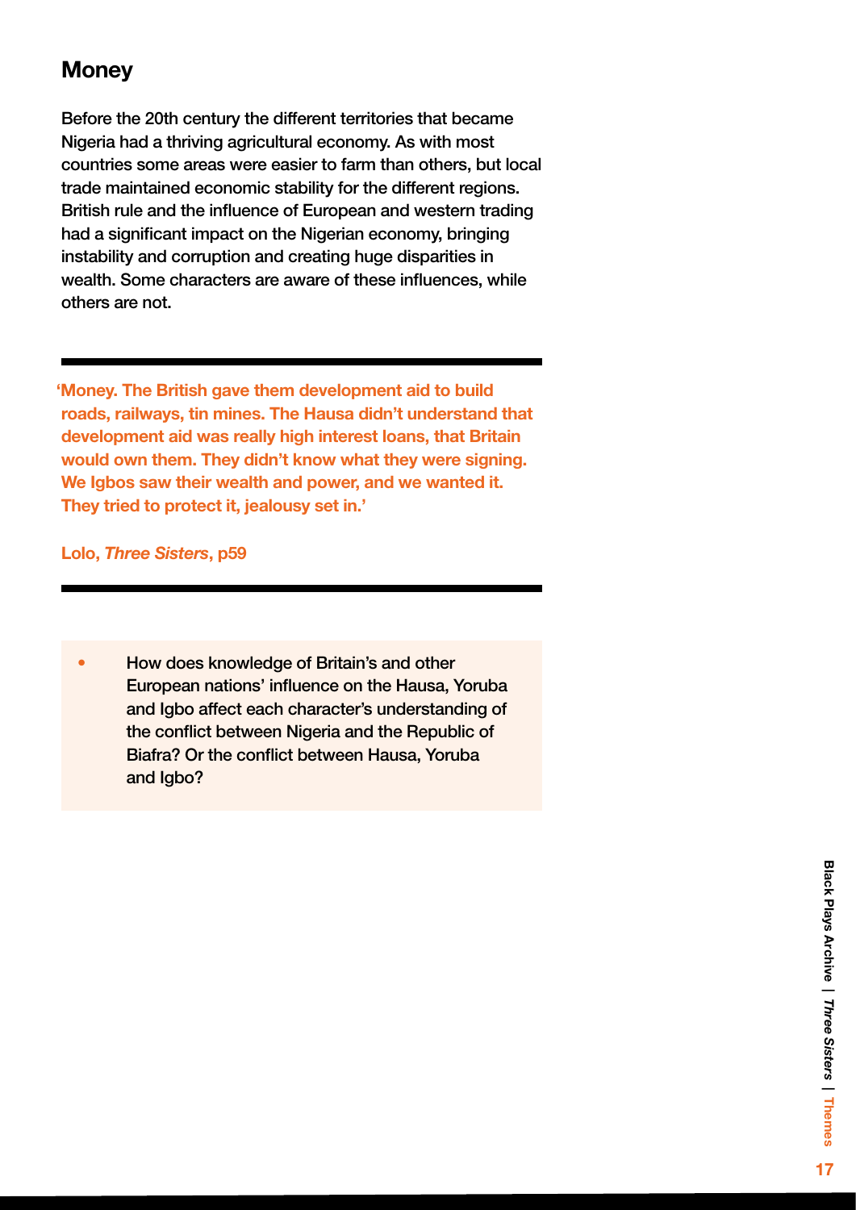## Money

Before the 20th century the different territories that became Nigeria had a thriving agricultural economy. As with most countries some areas were easier to farm than others, but local trade maintained economic stability for the different regions. British rule and the influence of European and western trading had a significant impact on the Nigerian economy, bringing instability and corruption and creating huge disparities in wealth. Some characters are aware of these influences, while others are not.

---

**'Money. The British gave them development aid to build roads, railways, tin mines. The Hausa didn't understand that development aid was really high interest loans, that Britain would own them. They didn't know what they were signing. We Igbos saw their wealth and power, and we wanted it. They tried to protect it, jealousy set in.'**

**Lolo, *Three Sisters*, p59**

---

- How does knowledge of Britain's and other European nations' influence on the Hausa, Yoruba and Igbo affect each character's understanding of the conflict between Nigeria and the Republic of Biafra? Or the conflict between Hausa, Yoruba and Igbo?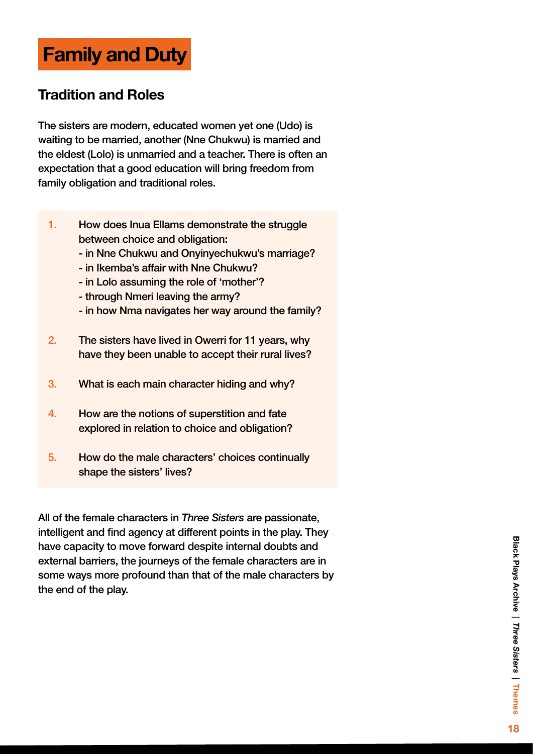# Family and Duty

## Tradition and Roles

The sisters are modern, educated women yet one (Udo) is waiting to be married, another (Nne Chukwu) is married and the eldest (Lolo) is unmarried and a teacher. There is often an expectation that a good education will bring freedom from family obligation and traditional roles.

1. How does Inua Ellams demonstrate the struggle between choice and obligation:
   - in Nne Chukwu and Onyinyechukwu's marriage?
   - in Ikemba's affair with Nne Chukwu?
   - in Lolo assuming the role of 'mother'?
   - through Nmeri leaving the army?
   - in how Nma navigates her way around the family?
2. The sisters have lived in Owerri for 11 years, why have they been unable to accept their rural lives?
3. What is each main character hiding and why?
4. How are the notions of superstition and fate explored in relation to choice and obligation?
5. How do the male characters' choices continually shape the sisters' lives?

All of the female characters in *Three Sisters* are passionate, intelligent and find agency at different points in the play. They have capacity to move forward despite internal doubts and external barriers, the journeys of the female characters are in some ways more profound than that of the male characters by the end of the play.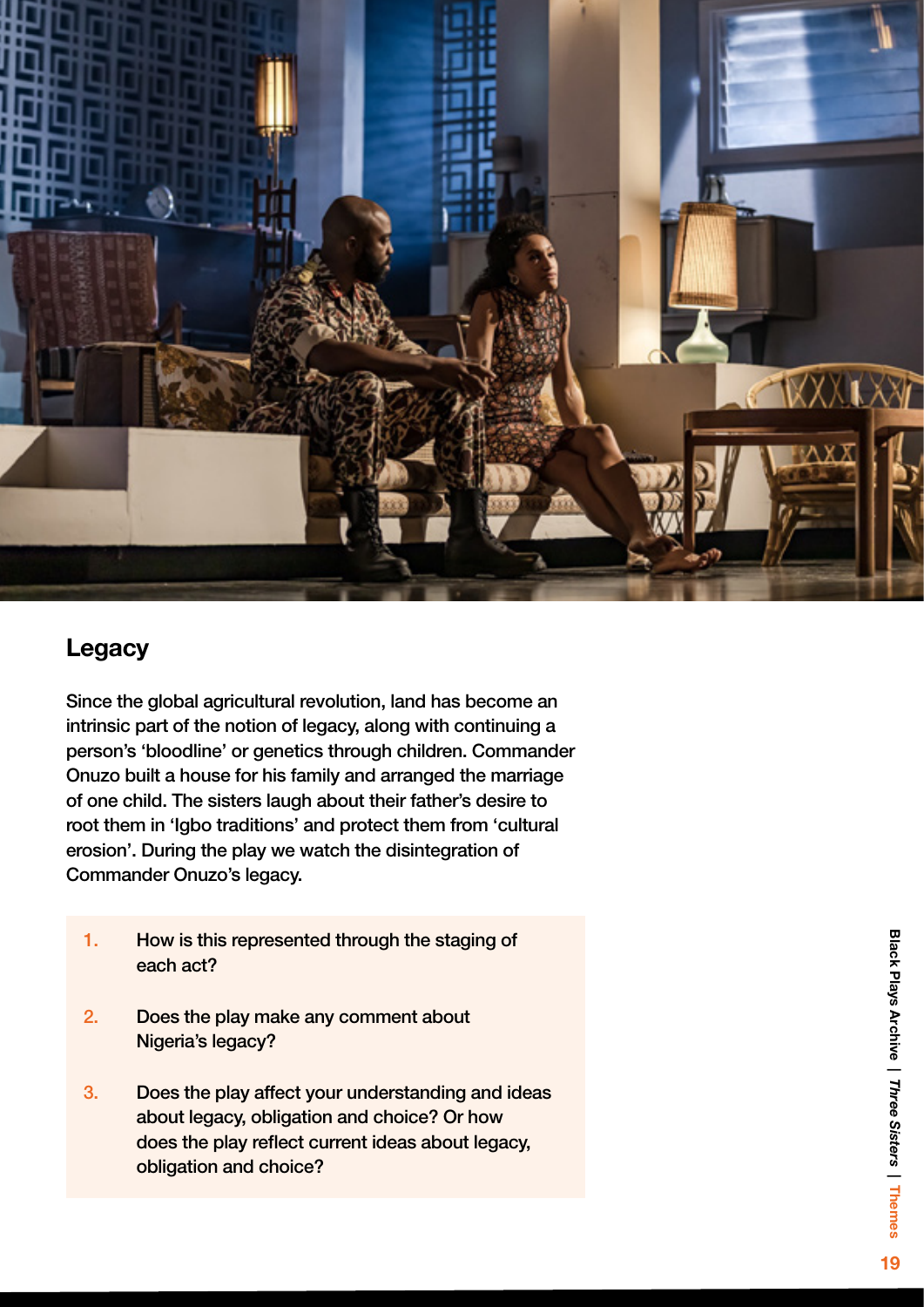## Legacy

Since the global agricultural revolution, land has become an intrinsic part of the notion of legacy, along with continuing a person's 'bloodline' or genetics through children. Commander Onuzo built a house for his family and arranged the marriage of one child. The sisters laugh about their father's desire to root them in 'Igbo traditions' and protect them from 'cultural erosion'. During the play we watch the disintegration of Commander Onuzo's legacy.

1. How is this represented through the staging of each act?
2. Does the play make any comment about Nigeria's legacy?
3. Does the play affect your understanding and ideas about legacy, obligation and choice? Or how does the play reflect current ideas about legacy, obligation and choice?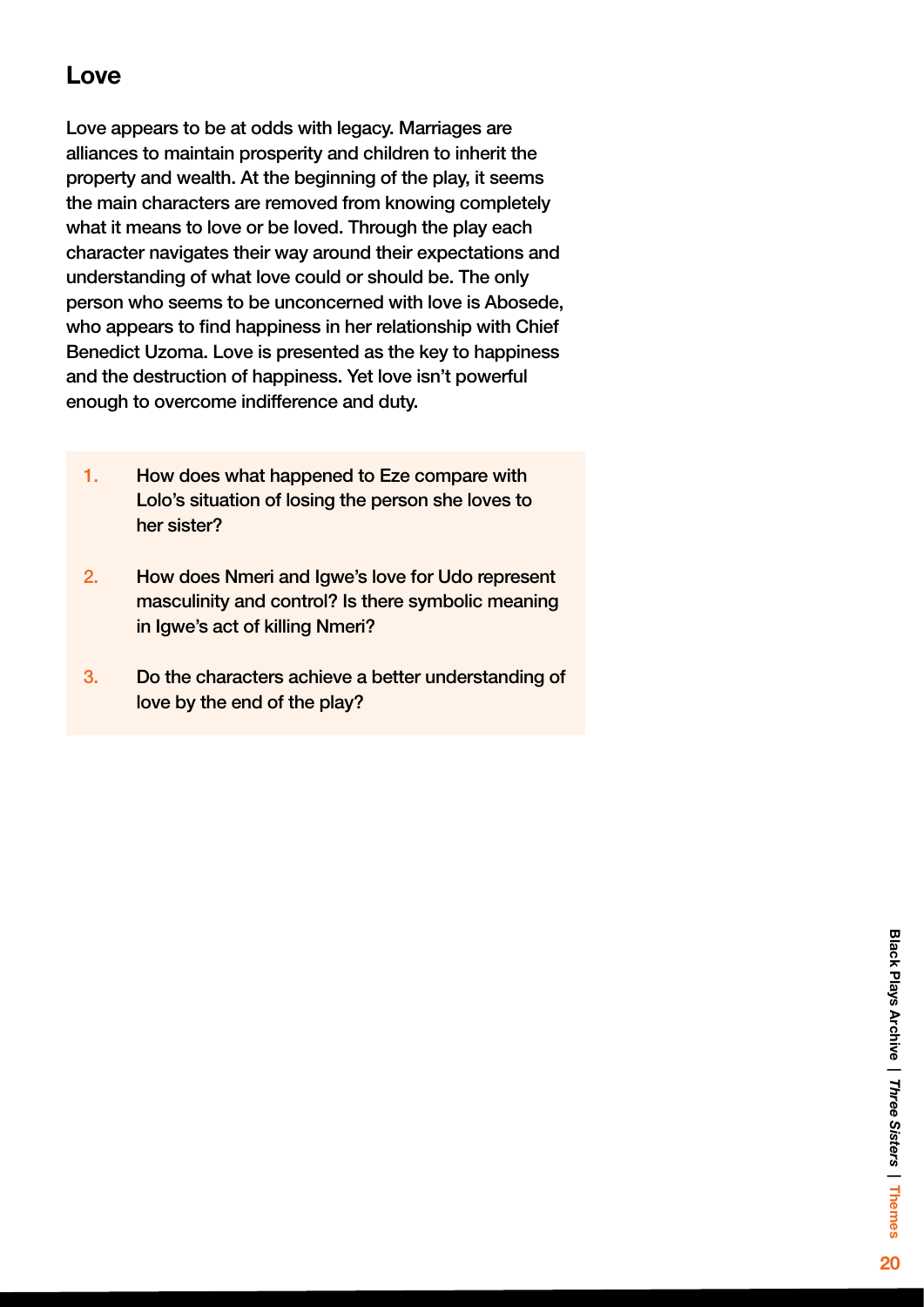## Love

Love appears to be at odds with legacy. Marriages are alliances to maintain prosperity and children to inherit the property and wealth. At the beginning of the play, it seems the main characters are removed from knowing completely what it means to love or be loved. Through the play each character navigates their way around their expectations and understanding of what love could or should be. The only person who seems to be unconcerned with love is Abosede, who appears to find happiness in her relationship with Chief Benedict Uzoma. Love is presented as the key to happiness and the destruction of happiness. Yet love isn't powerful enough to overcome indifference and duty.

1. How does what happened to Eze compare with Lolo's situation of losing the person she loves to her sister?
2. How does Nmeri and Igwe's love for Udo represent masculinity and control? Is there symbolic meaning in Igwe's act of killing Nmeri?
3. Do the characters achieve a better understanding of love by the end of the play?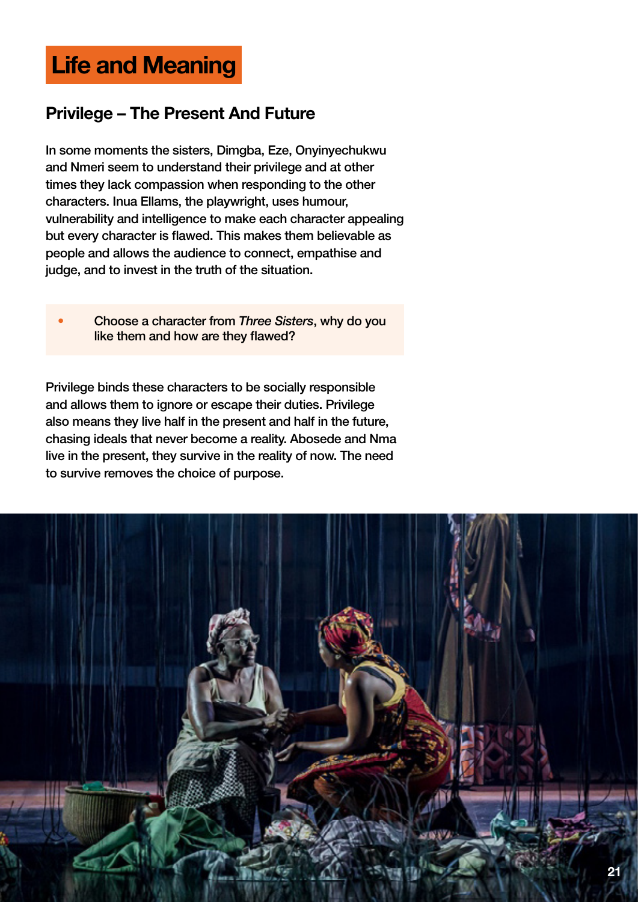# Life and Meaning

## Privilege – The Present And Future

In some moments the sisters, Dimgba, Eze, Onyinyechukwu and Nmeri seem to understand their privilege and at other times they lack compassion when responding to the other characters. Inua Ellams, the playwright, uses humour, vulnerability and intelligence to make each character appealing but every character is flawed. This makes them believable as people and allows the audience to connect, empathise and judge, and to invest in the truth of the situation.

- Choose a character from *Three Sisters*, why do you like them and how are they flawed?

Privilege binds these characters to be socially responsible and allows them to ignore or escape their duties. Privilege also means they live half in the present and half in the future, chasing ideals that never become a reality. Abosede and Nma live in the present, they survive in the reality of now. The need to survive removes the choice of purpose.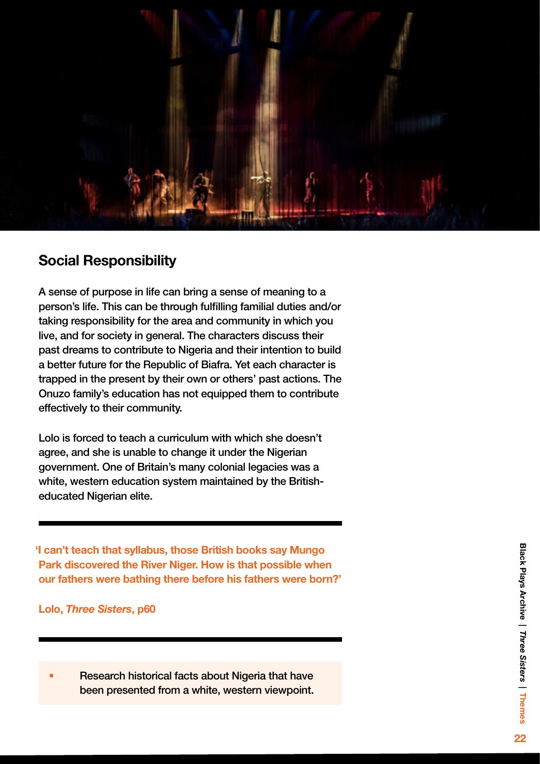## Social Responsibility

A sense of purpose in life can bring a sense of meaning to a person's life. This can be through fulfilling familial duties and/or taking responsibility for the area and community in which you live, and for society in general. The characters discuss their past dreams to contribute to Nigeria and their intention to build a better future for the Republic of Biafra. Yet each character is trapped in the present by their own or others' past actions. The Onuzo family's education has not equipped them to contribute effectively to their community.

Lolo is forced to teach a curriculum with which she doesn't agree, and she is unable to change it under the Nigerian government. One of Britain's many colonial legacies was a white, western education system maintained by the British-educated Nigerian elite.

**'I can't teach that syllabus, those British books say Mungo Park discovered the River Niger. How is that possible when our fathers were bathing there before his fathers were born?'**

**Lolo, *Three Sisters*, p60**

- Research historical facts about Nigeria that have been presented from a white, western viewpoint.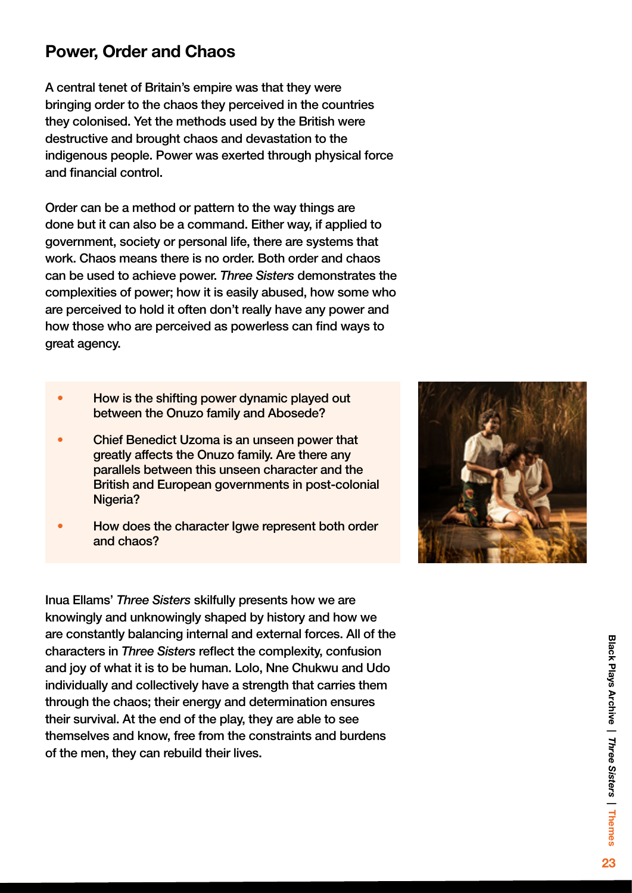## Power, Order and Chaos

A central tenet of Britain's empire was that they were bringing order to the chaos they perceived in the countries they colonised. Yet the methods used by the British were destructive and brought chaos and devastation to the indigenous people. Power was exerted through physical force and financial control.

Order can be a method or pattern to the way things are done but it can also be a command. Either way, if applied to government, society or personal life, there are systems that work. Chaos means there is no order. Both order and chaos can be used to achieve power. *Three Sisters* demonstrates the complexities of power; how it is easily abused, how some who are perceived to hold it often don't really have any power and how those who are perceived as powerless can find ways to great agency.

- How is the shifting power dynamic played out between the Onuzo family and Abosede?
- Chief Benedict Uzoma is an unseen power that greatly affects the Onuzo family. Are there any parallels between this unseen character and the British and European governments in post-colonial Nigeria?
- How does the character Igwe represent both order and chaos?

Inua Ellams' *Three Sisters* skilfully presents how we are knowingly and unknowingly shaped by history and how we are constantly balancing internal and external forces. All of the characters in *Three Sisters* reflect the complexity, confusion and joy of what it is to be human. Lolo, Nne Chukwu and Udo individually and collectively have a strength that carries them through the chaos; their energy and determination ensures their survival. At the end of the play, they are able to see themselves and know, free from the constraints and burdens of the men, they can rebuild their lives.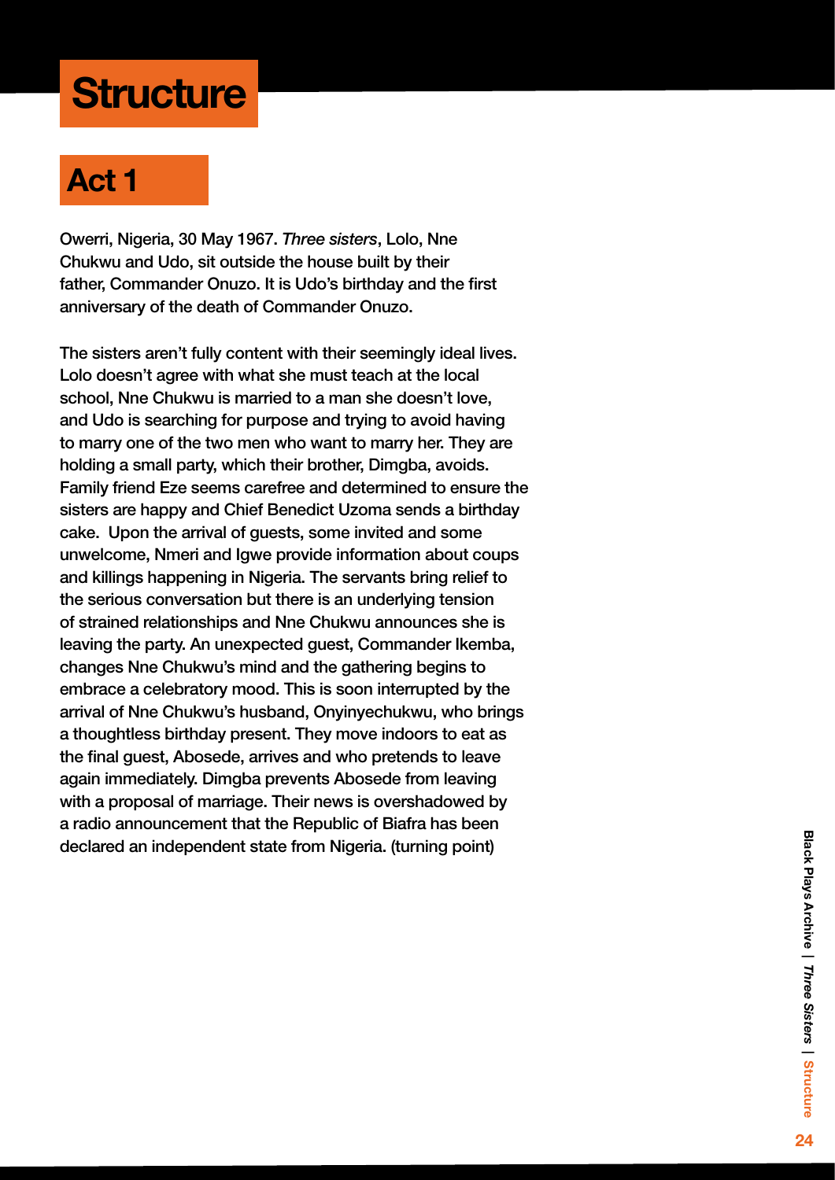# Structure

## Act 1

Owerri, Nigeria, 30 May 1967. *Three sisters*, Lolo, Nne Chukwu and Udo, sit outside the house built by their father, Commander Onuzo. It is Udo's birthday and the first anniversary of the death of Commander Onuzo.

The sisters aren't fully content with their seemingly ideal lives. Lolo doesn't agree with what she must teach at the local school, Nne Chukwu is married to a man she doesn't love, and Udo is searching for purpose and trying to avoid having to marry one of the two men who want to marry her. They are holding a small party, which their brother, Dimgba, avoids. Family friend Eze seems carefree and determined to ensure the sisters are happy and Chief Benedict Uzoma sends a birthday cake. Upon the arrival of guests, some invited and some unwelcome, Nmeri and Igwe provide information about coups and killings happening in Nigeria. The servants bring relief to the serious conversation but there is an underlying tension of strained relationships and Nne Chukwu announces she is leaving the party. An unexpected guest, Commander Ikemba, changes Nne Chukwu's mind and the gathering begins to embrace a celebratory mood. This is soon interrupted by the arrival of Nne Chukwu's husband, Onyinyechukwu, who brings a thoughtless birthday present. They move indoors to eat as the final guest, Abosede, arrives and who pretends to leave again immediately. Dimgba prevents Abosede from leaving with a proposal of marriage. Their news is overshadowed by a radio announcement that the Republic of Biafra has been declared an independent state from Nigeria. (turning point)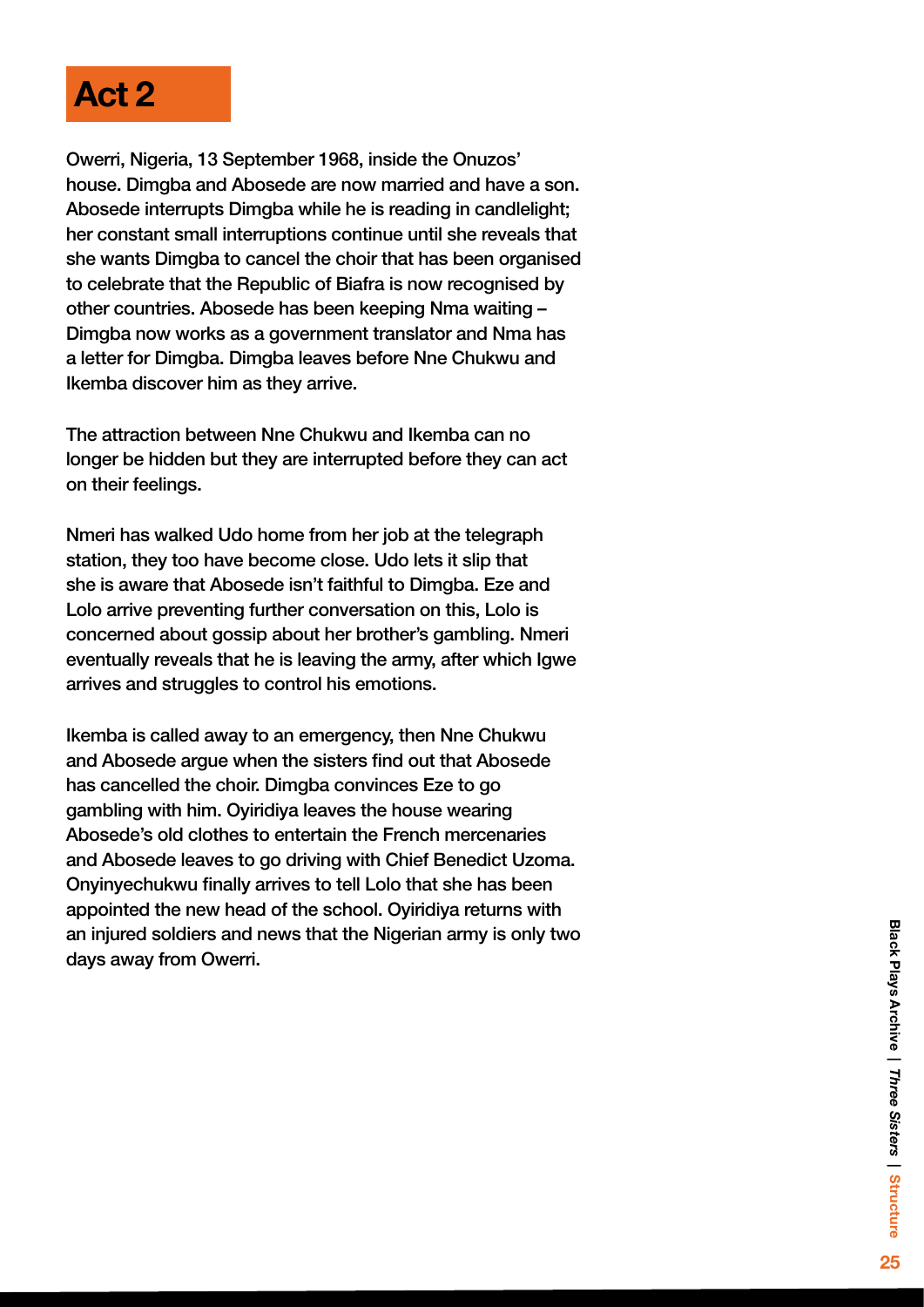# Act 2

Owerri, Nigeria, 13 September 1968, inside the Onuzos' house. Dimgba and Abosede are now married and have a son. Abosede interrupts Dimgba while he is reading in candlelight; her constant small interruptions continue until she reveals that she wants Dimgba to cancel the choir that has been organised to celebrate that the Republic of Biafra is now recognised by other countries. Abosede has been keeping Nma waiting – Dimgba now works as a government translator and Nma has a letter for Dimgba. Dimgba leaves before Nne Chukwu and Ikemba discover him as they arrive.

The attraction between Nne Chukwu and Ikemba can no longer be hidden but they are interrupted before they can act on their feelings.

Nmeri has walked Udo home from her job at the telegraph station, they too have become close. Udo lets it slip that she is aware that Abosede isn't faithful to Dimgba. Eze and Lolo arrive preventing further conversation on this, Lolo is concerned about gossip about her brother's gambling. Nmeri eventually reveals that he is leaving the army, after which Igwe arrives and struggles to control his emotions.

Ikemba is called away to an emergency, then Nne Chukwu and Abosede argue when the sisters find out that Abosede has cancelled the choir. Dimgba convinces Eze to go gambling with him. Oyiridiya leaves the house wearing Abosede's old clothes to entertain the French mercenaries and Abosede leaves to go driving with Chief Benedict Uzoma. Onyinyechukwu finally arrives to tell Lolo that she has been appointed the new head of the school. Oyiridiya returns with an injured soldiers and news that the Nigerian army is only two days away from Owerri.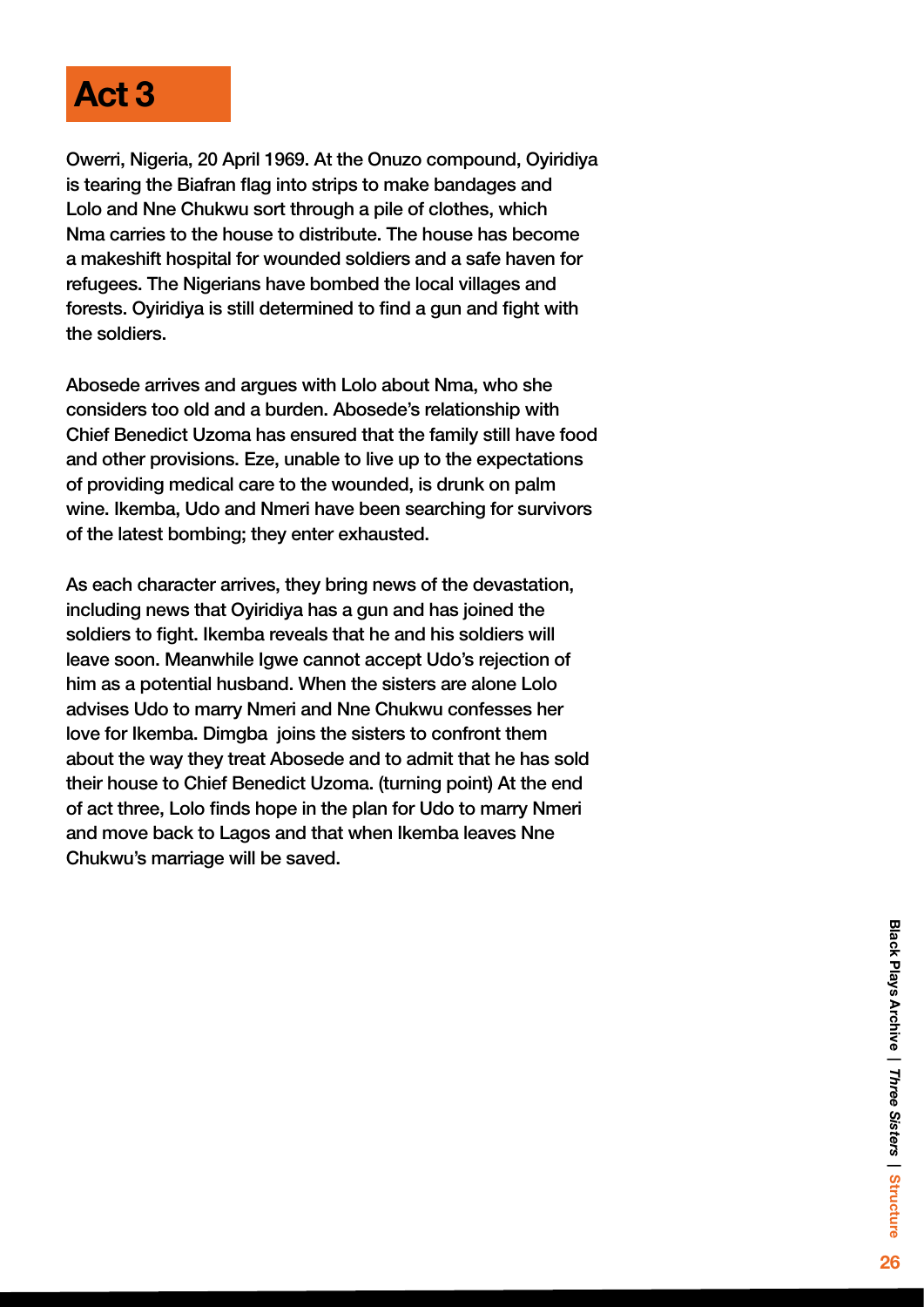# Act 3

Owerri, Nigeria, 20 April 1969. At the Onuzo compound, Oyiridiya is tearing the Biafran flag into strips to make bandages and Lolo and Nne Chukwu sort through a pile of clothes, which Nma carries to the house to distribute. The house has become a makeshift hospital for wounded soldiers and a safe haven for refugees. The Nigerians have bombed the local villages and forests. Oyiridiya is still determined to find a gun and fight with the soldiers.

Abosede arrives and argues with Lolo about Nma, who she considers too old and a burden. Abosede's relationship with Chief Benedict Uzoma has ensured that the family still have food and other provisions. Eze, unable to live up to the expectations of providing medical care to the wounded, is drunk on palm wine. Ikemba, Udo and Nmeri have been searching for survivors of the latest bombing; they enter exhausted.

As each character arrives, they bring news of the devastation, including news that Oyiridiya has a gun and has joined the soldiers to fight. Ikemba reveals that he and his soldiers will leave soon. Meanwhile Igwe cannot accept Udo's rejection of him as a potential husband. When the sisters are alone Lolo advises Udo to marry Nmeri and Nne Chukwu confesses her love for Ikemba. Dimgba joins the sisters to confront them about the way they treat Abosede and to admit that he has sold their house to Chief Benedict Uzoma. (turning point) At the end of act three, Lolo finds hope in the plan for Udo to marry Nmeri and move back to Lagos and that when Ikemba leaves Nne Chukwu's marriage will be saved.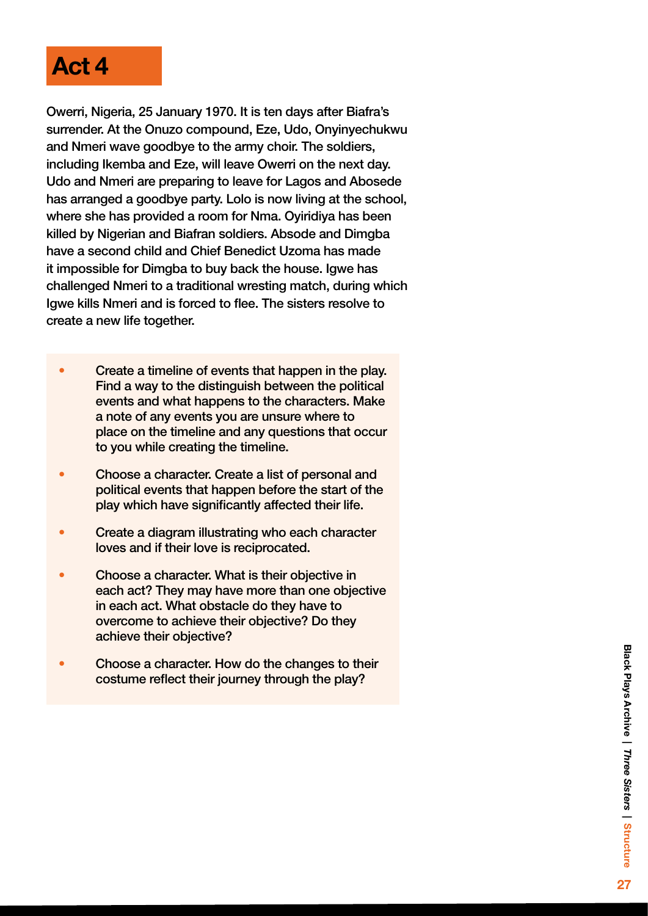# Act 4

Owerri, Nigeria, 25 January 1970. It is ten days after Biafra's surrender. At the Onuzo compound, Eze, Udo, Onyinyechukwu and Nmeri wave goodbye to the army choir. The soldiers, including Ikemba and Eze, will leave Owerri on the next day. Udo and Nmeri are preparing to leave for Lagos and Abosede has arranged a goodbye party. Lolo is now living at the school, where she has provided a room for Nma. Oyiridiya has been killed by Nigerian and Biafran soldiers. Absode and Dimgba have a second child and Chief Benedict Uzoma has made it impossible for Dimgba to buy back the house. Igwe has challenged Nmeri to a traditional wresting match, during which Igwe kills Nmeri and is forced to flee. The sisters resolve to create a new life together.

- Create a timeline of events that happen in the play. Find a way to the distinguish between the political events and what happens to the characters. Make a note of any events you are unsure where to place on the timeline and any questions that occur to you while creating the timeline.
- Choose a character. Create a list of personal and political events that happen before the start of the play which have significantly affected their life.
- Create a diagram illustrating who each character loves and if their love is reciprocated.
- Choose a character. What is their objective in each act? They may have more than one objective in each act. What obstacle do they have to overcome to achieve their objective? Do they achieve their objective?
- Choose a character. How do the changes to their costume reflect their journey through the play?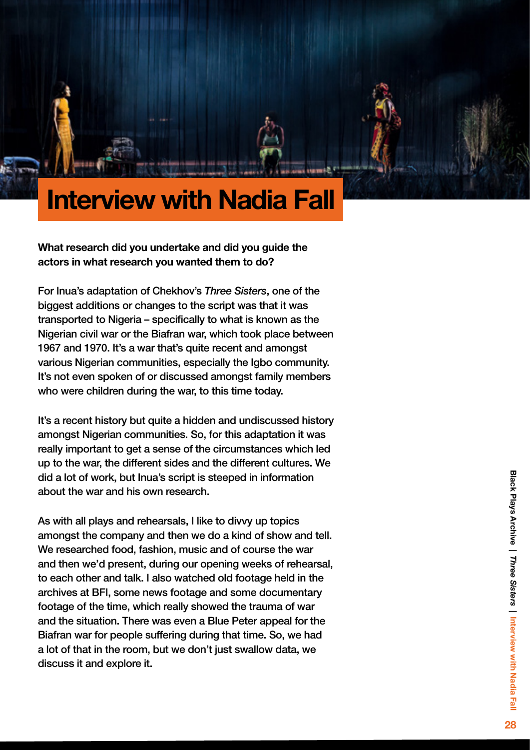# Interview with Nadia Fall

**What research did you undertake and did you guide the actors in what research you wanted them to do?**

For Inua's adaptation of Chekhov's *Three Sisters*, one of the biggest additions or changes to the script was that it was transported to Nigeria – specifically to what is known as the Nigerian civil war or the Biafran war, which took place between 1967 and 1970. It's a war that's quite recent and amongst various Nigerian communities, especially the Igbo community. It's not even spoken of or discussed amongst family members who were children during the war, to this time today.

It's a recent history but quite a hidden and undiscussed history amongst Nigerian communities. So, for this adaptation it was really important to get a sense of the circumstances which led up to the war, the different sides and the different cultures. We did a lot of work, but Inua's script is steeped in information about the war and his own research.

As with all plays and rehearsals, I like to divvy up topics amongst the company and then we do a kind of show and tell. We researched food, fashion, music and of course the war and then we'd present, during our opening weeks of rehearsal, to each other and talk. I also watched old footage held in the archives at BFI, some news footage and some documentary footage of the time, which really showed the trauma of war and the situation. There was even a Blue Peter appeal for the Biafran war for people suffering during that time. So, we had a lot of that in the room, but we don't just swallow data, we discuss it and explore it.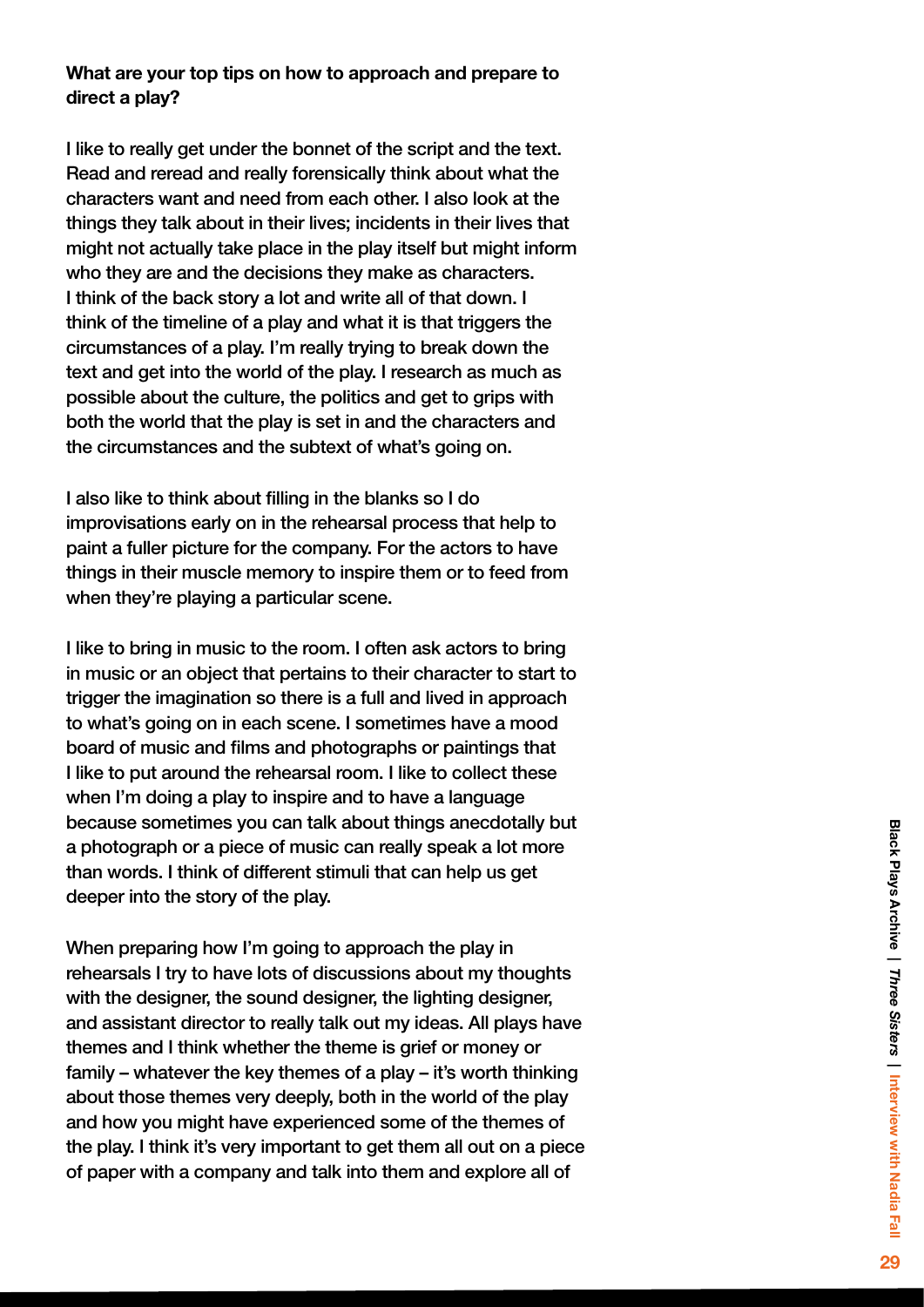**What are your top tips on how to approach and prepare to direct a play?**

I like to really get under the bonnet of the script and the text. Read and reread and really forensically think about what the characters want and need from each other. I also look at the things they talk about in their lives; incidents in their lives that might not actually take place in the play itself but might inform who they are and the decisions they make as characters. I think of the back story a lot and write all of that down. I think of the timeline of a play and what it is that triggers the circumstances of a play. I'm really trying to break down the text and get into the world of the play. I research as much as possible about the culture, the politics and get to grips with both the world that the play is set in and the characters and the circumstances and the subtext of what's going on.

I also like to think about filling in the blanks so I do improvisations early on in the rehearsal process that help to paint a fuller picture for the company. For the actors to have things in their muscle memory to inspire them or to feed from when they're playing a particular scene.

I like to bring in music to the room. I often ask actors to bring in music or an object that pertains to their character to start to trigger the imagination so there is a full and lived in approach to what's going on in each scene. I sometimes have a mood board of music and films and photographs or paintings that I like to put around the rehearsal room. I like to collect these when I'm doing a play to inspire and to have a language because sometimes you can talk about things anecdotally but a photograph or a piece of music can really speak a lot more than words. I think of different stimuli that can help us get deeper into the story of the play.

When preparing how I'm going to approach the play in rehearsals I try to have lots of discussions about my thoughts with the designer, the sound designer, the lighting designer, and assistant director to really talk out my ideas. All plays have themes and I think whether the theme is grief or money or family – whatever the key themes of a play – it's worth thinking about those themes very deeply, both in the world of the play and how you might have experienced some of the themes of the play. I think it's very important to get them all out on a piece of paper with a company and talk into them and explore all of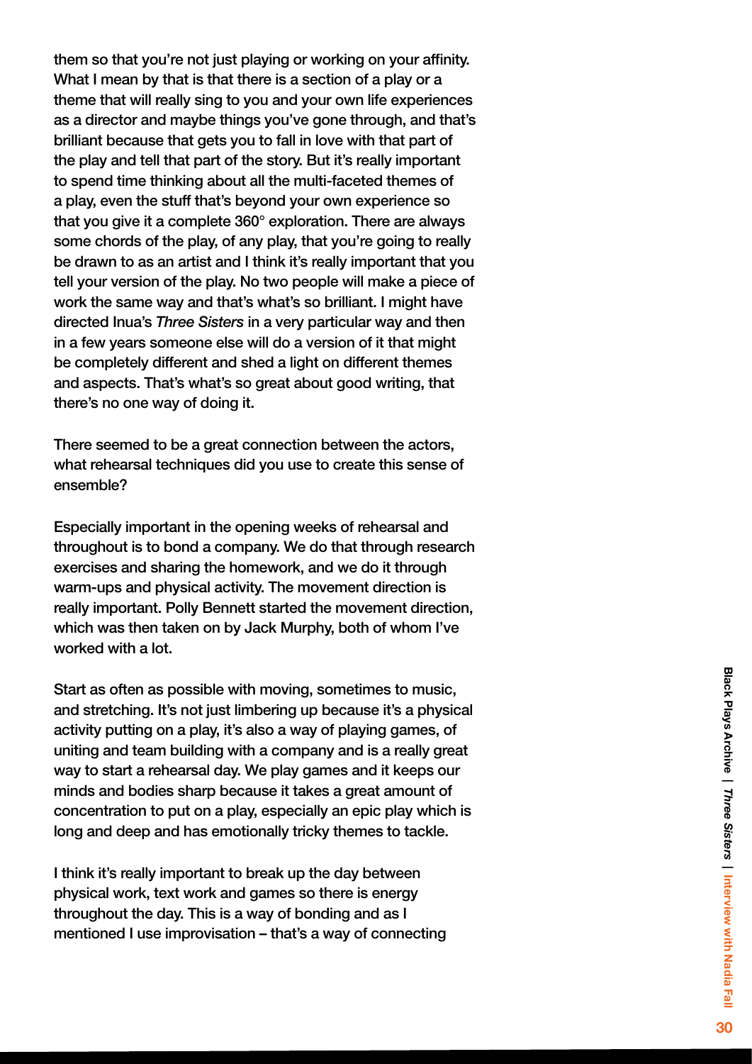them so that you're not just playing or working on your affinity. What I mean by that is that there is a section of a play or a theme that will really sing to you and your own life experiences as a director and maybe things you've gone through, and that's brilliant because that gets you to fall in love with that part of the play and tell that part of the story. But it's really important to spend time thinking about all the multi-faceted themes of a play, even the stuff that's beyond your own experience so that you give it a complete 360° exploration. There are always some chords of the play, of any play, that you're going to really be drawn to as an artist and I think it's really important that you tell your version of the play. No two people will make a piece of work the same way and that's what's so brilliant. I might have directed Inua's *Three Sisters* in a very particular way and then in a few years someone else will do a version of it that might be completely different and shed a light on different themes and aspects. That's what's so great about good writing, that there's no one way of doing it.

There seemed to be a great connection between the actors, what rehearsal techniques did you use to create this sense of ensemble?

Especially important in the opening weeks of rehearsal and throughout is to bond a company. We do that through research exercises and sharing the homework, and we do it through warm-ups and physical activity. The movement direction is really important. Polly Bennett started the movement direction, which was then taken on by Jack Murphy, both of whom I've worked with a lot.

Start as often as possible with moving, sometimes to music, and stretching. It's not just limbering up because it's a physical activity putting on a play, it's also a way of playing games, of uniting and team building with a company and is a really great way to start a rehearsal day. We play games and it keeps our minds and bodies sharp because it takes a great amount of concentration to put on a play, especially an epic play which is long and deep and has emotionally tricky themes to tackle.

I think it's really important to break up the day between physical work, text work and games so there is energy throughout the day. This is a way of bonding and as I mentioned I use improvisation – that's a way of connecting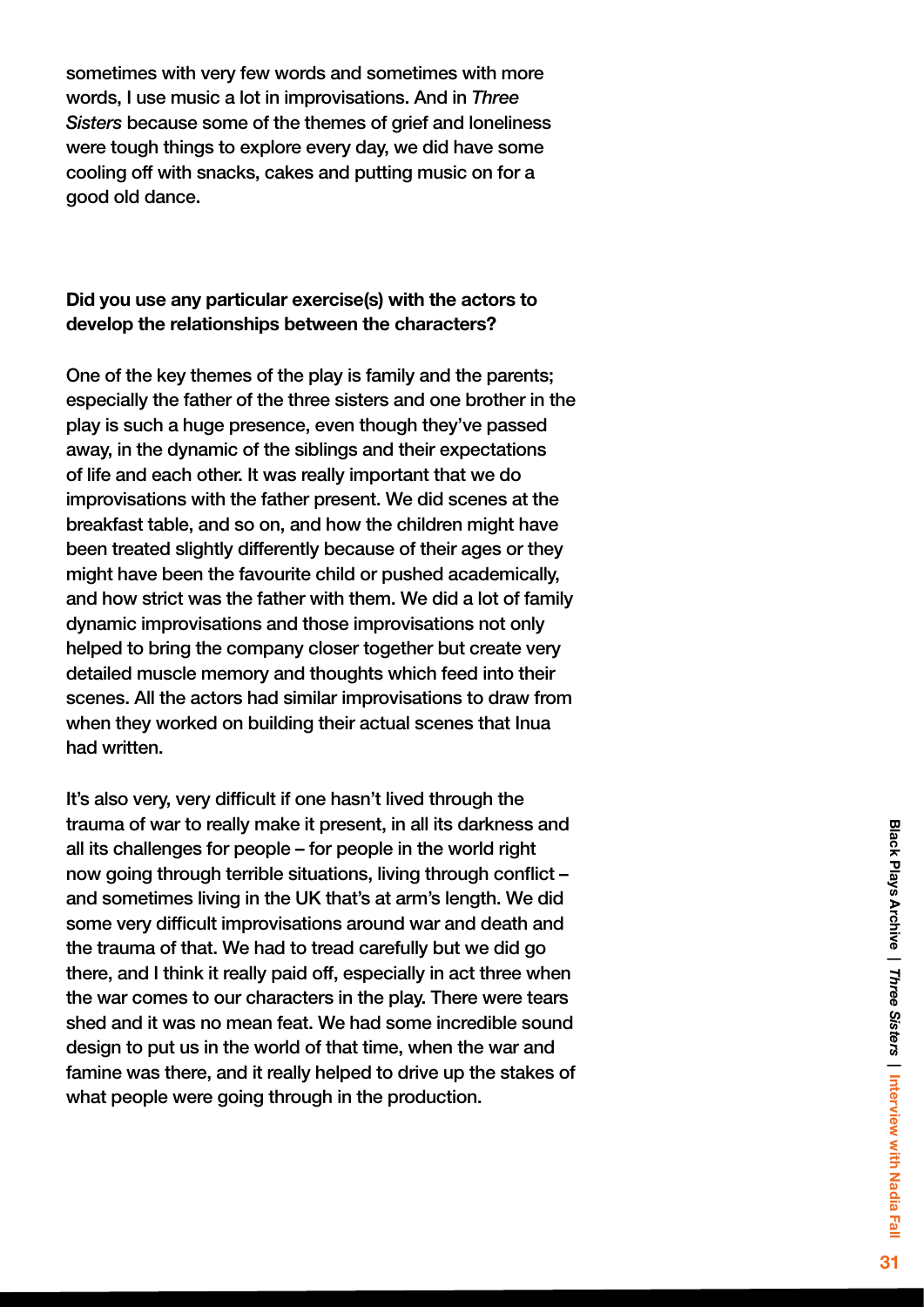sometimes with very few words and sometimes with more words, I use music a lot in improvisations. And in *Three Sisters* because some of the themes of grief and loneliness were tough things to explore every day, we did have some cooling off with snacks, cakes and putting music on for a good old dance.

**Did you use any particular exercise(s) with the actors to develop the relationships between the characters?**

One of the key themes of the play is family and the parents; especially the father of the three sisters and one brother in the play is such a huge presence, even though they've passed away, in the dynamic of the siblings and their expectations of life and each other. It was really important that we do improvisations with the father present. We did scenes at the breakfast table, and so on, and how the children might have been treated slightly differently because of their ages or they might have been the favourite child or pushed academically, and how strict was the father with them. We did a lot of family dynamic improvisations and those improvisations not only helped to bring the company closer together but create very detailed muscle memory and thoughts which feed into their scenes. All the actors had similar improvisations to draw from when they worked on building their actual scenes that Inua had written.

It's also very, very difficult if one hasn't lived through the trauma of war to really make it present, in all its darkness and all its challenges for people – for people in the world right now going through terrible situations, living through conflict – and sometimes living in the UK that's at arm's length. We did some very difficult improvisations around war and death and the trauma of that. We had to tread carefully but we did go there, and I think it really paid off, especially in act three when the war comes to our characters in the play. There were tears shed and it was no mean feat. We had some incredible sound design to put us in the world of that time, when the war and famine was there, and it really helped to drive up the stakes of what people were going through in the production.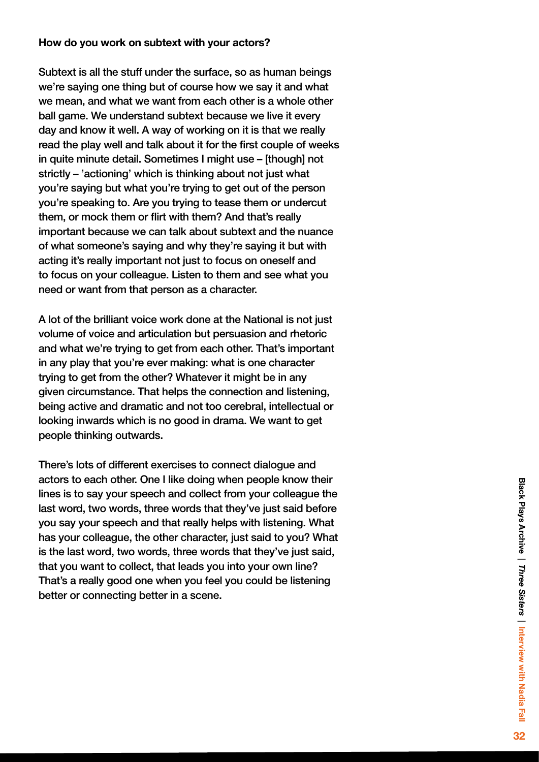**How do you work on subtext with your actors?**

Subtext is all the stuff under the surface, so as human beings we're saying one thing but of course how we say it and what we mean, and what we want from each other is a whole other ball game. We understand subtext because we live it every day and know it well. A way of working on it is that we really read the play well and talk about it for the first couple of weeks in quite minute detail. Sometimes I might use – [though] not strictly – 'actioning' which is thinking about not just what you're saying but what you're trying to get out of the person you're speaking to. Are you trying to tease them or undercut them, or mock them or flirt with them? And that's really important because we can talk about subtext and the nuance of what someone's saying and why they're saying it but with acting it's really important not just to focus on oneself and to focus on your colleague. Listen to them and see what you need or want from that person as a character.

A lot of the brilliant voice work done at the National is not just volume of voice and articulation but persuasion and rhetoric and what we're trying to get from each other. That's important in any play that you're ever making: what is one character trying to get from the other? Whatever it might be in any given circumstance. That helps the connection and listening, being active and dramatic and not too cerebral, intellectual or looking inwards which is no good in drama. We want to get people thinking outwards.

There's lots of different exercises to connect dialogue and actors to each other. One I like doing when people know their lines is to say your speech and collect from your colleague the last word, two words, three words that they've just said before you say your speech and that really helps with listening. What has your colleague, the other character, just said to you? What is the last word, two words, three words that they've just said, that you want to collect, that leads you into your own line? That's a really good one when you feel you could be listening better or connecting better in a scene.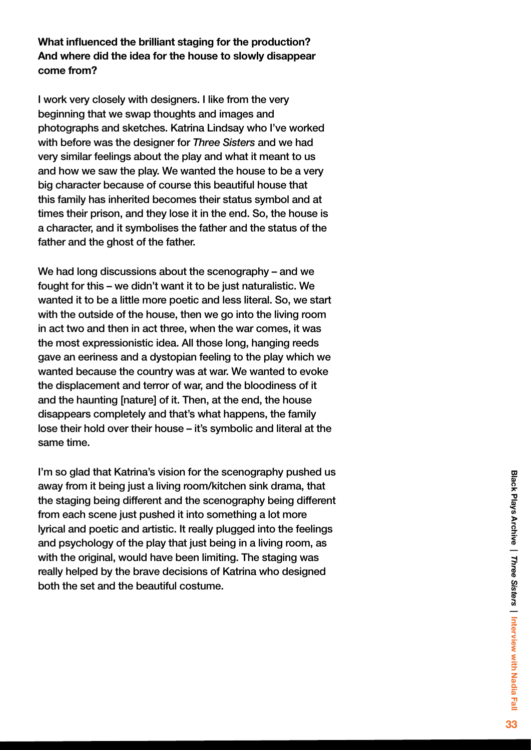**What influenced the brilliant staging for the production? And where did the idea for the house to slowly disappear come from?**

I work very closely with designers. I like from the very beginning that we swap thoughts and images and photographs and sketches. Katrina Lindsay who I've worked with before was the designer for *Three Sisters* and we had very similar feelings about the play and what it meant to us and how we saw the play. We wanted the house to be a very big character because of course this beautiful house that this family has inherited becomes their status symbol and at times their prison, and they lose it in the end. So, the house is a character, and it symbolises the father and the status of the father and the ghost of the father.

We had long discussions about the scenography – and we fought for this – we didn't want it to be just naturalistic. We wanted it to be a little more poetic and less literal. So, we start with the outside of the house, then we go into the living room in act two and then in act three, when the war comes, it was the most expressionistic idea. All those long, hanging reeds gave an eeriness and a dystopian feeling to the play which we wanted because the country was at war. We wanted to evoke the displacement and terror of war, and the bloodiness of it and the haunting [nature] of it. Then, at the end, the house disappears completely and that's what happens, the family lose their hold over their house – it's symbolic and literal at the same time.

I'm so glad that Katrina's vision for the scenography pushed us away from it being just a living room/kitchen sink drama, that the staging being different and the scenography being different from each scene just pushed it into something a lot more lyrical and poetic and artistic. It really plugged into the feelings and psychology of the play that just being in a living room, as with the original, would have been limiting. The staging was really helped by the brave decisions of Katrina who designed both the set and the beautiful costume.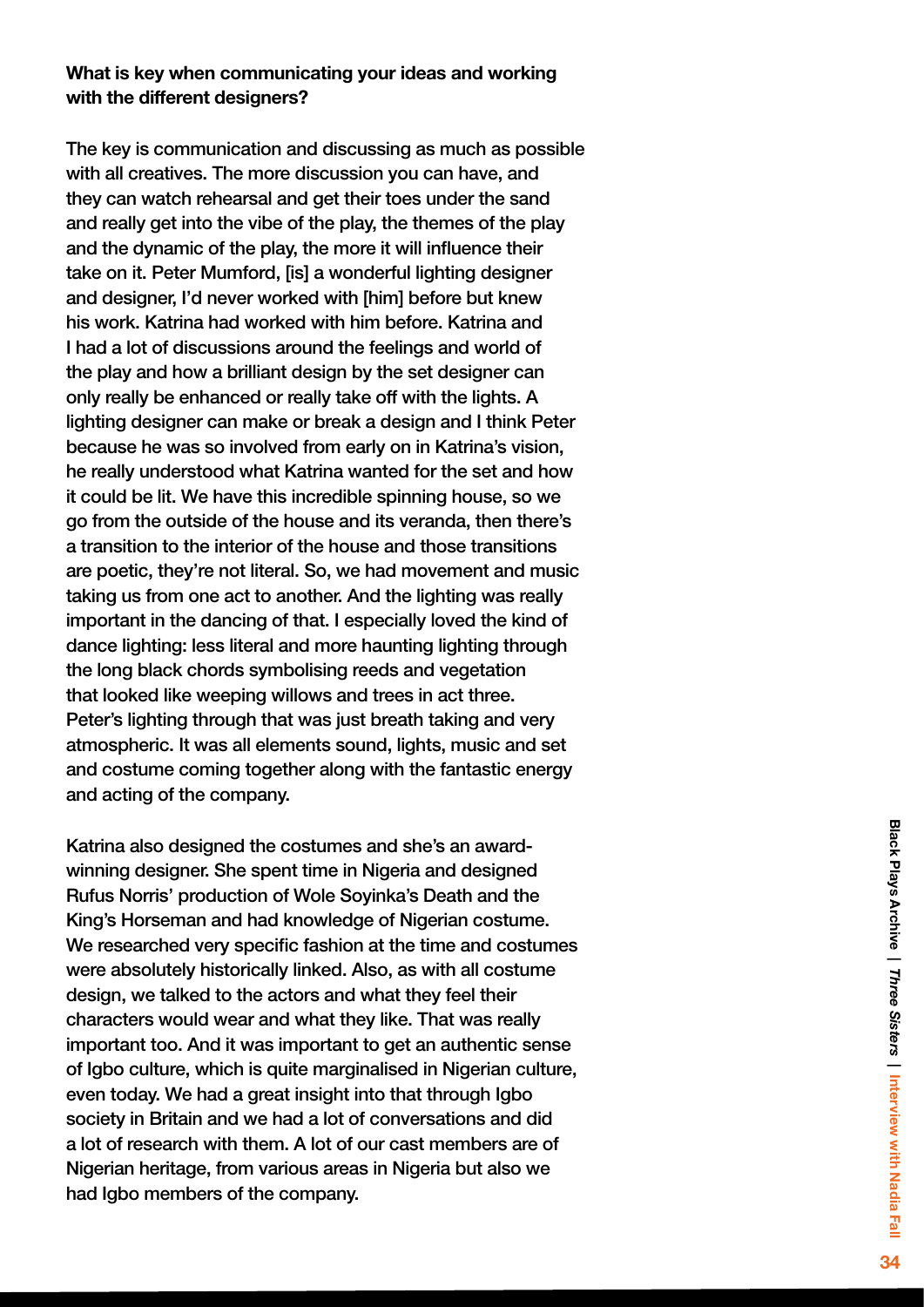**What is key when communicating your ideas and working with the different designers?**

The key is communication and discussing as much as possible with all creatives. The more discussion you can have, and they can watch rehearsal and get their toes under the sand and really get into the vibe of the play, the themes of the play and the dynamic of the play, the more it will influence their take on it. Peter Mumford, [is] a wonderful lighting designer and designer, I'd never worked with [him] before but knew his work. Katrina had worked with him before. Katrina and I had a lot of discussions around the feelings and world of the play and how a brilliant design by the set designer can only really be enhanced or really take off with the lights. A lighting designer can make or break a design and I think Peter because he was so involved from early on in Katrina's vision, he really understood what Katrina wanted for the set and how it could be lit. We have this incredible spinning house, so we go from the outside of the house and its veranda, then there's a transition to the interior of the house and those transitions are poetic, they're not literal. So, we had movement and music taking us from one act to another. And the lighting was really important in the dancing of that. I especially loved the kind of dance lighting: less literal and more haunting lighting through the long black chords symbolising reeds and vegetation that looked like weeping willows and trees in act three. Peter's lighting through that was just breath taking and very atmospheric. It was all elements sound, lights, music and set and costume coming together along with the fantastic energy and acting of the company.

Katrina also designed the costumes and she's an award-winning designer. She spent time in Nigeria and designed Rufus Norris' production of Wole Soyinka's Death and the King's Horseman and had knowledge of Nigerian costume. We researched very specific fashion at the time and costumes were absolutely historically linked. Also, as with all costume design, we talked to the actors and what they feel their characters would wear and what they like. That was really important too. And it was important to get an authentic sense of Igbo culture, which is quite marginalised in Nigerian culture, even today. We had a great insight into that through Igbo society in Britain and we had a lot of conversations and did a lot of research with them. A lot of our cast members are of Nigerian heritage, from various areas in Nigeria but also we had Igbo members of the company.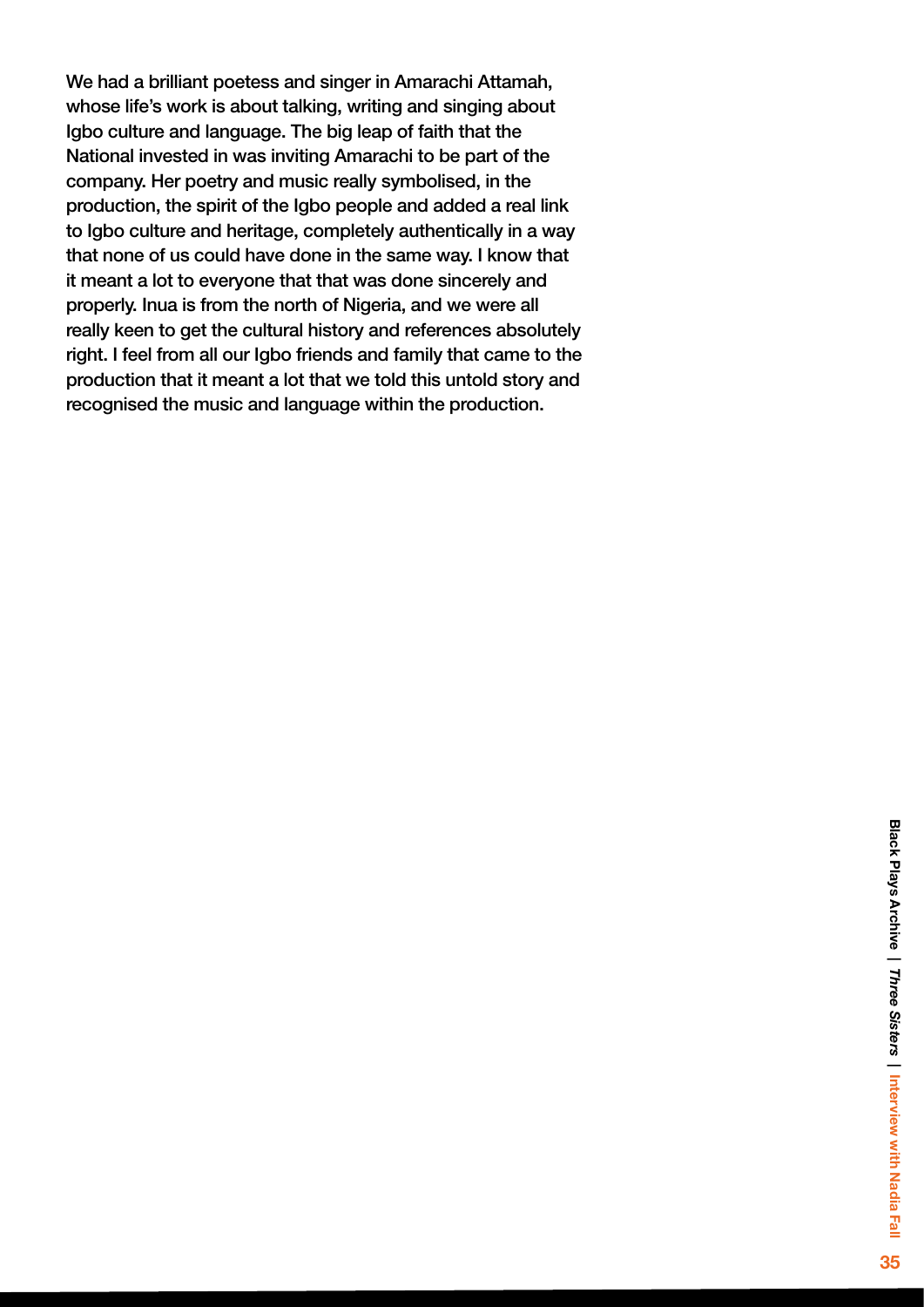We had a brilliant poetess and singer in Amarachi Attamah, whose life's work is about talking, writing and singing about Igbo culture and language. The big leap of faith that the National invested in was inviting Amarachi to be part of the company. Her poetry and music really symbolised, in the production, the spirit of the Igbo people and added a real link to Igbo culture and heritage, completely authentically in a way that none of us could have done in the same way. I know that it meant a lot to everyone that that was done sincerely and properly. Inua is from the north of Nigeria, and we were all really keen to get the cultural history and references absolutely right. I feel from all our Igbo friends and family that came to the production that it meant a lot that we told this untold story and recognised the music and language within the production.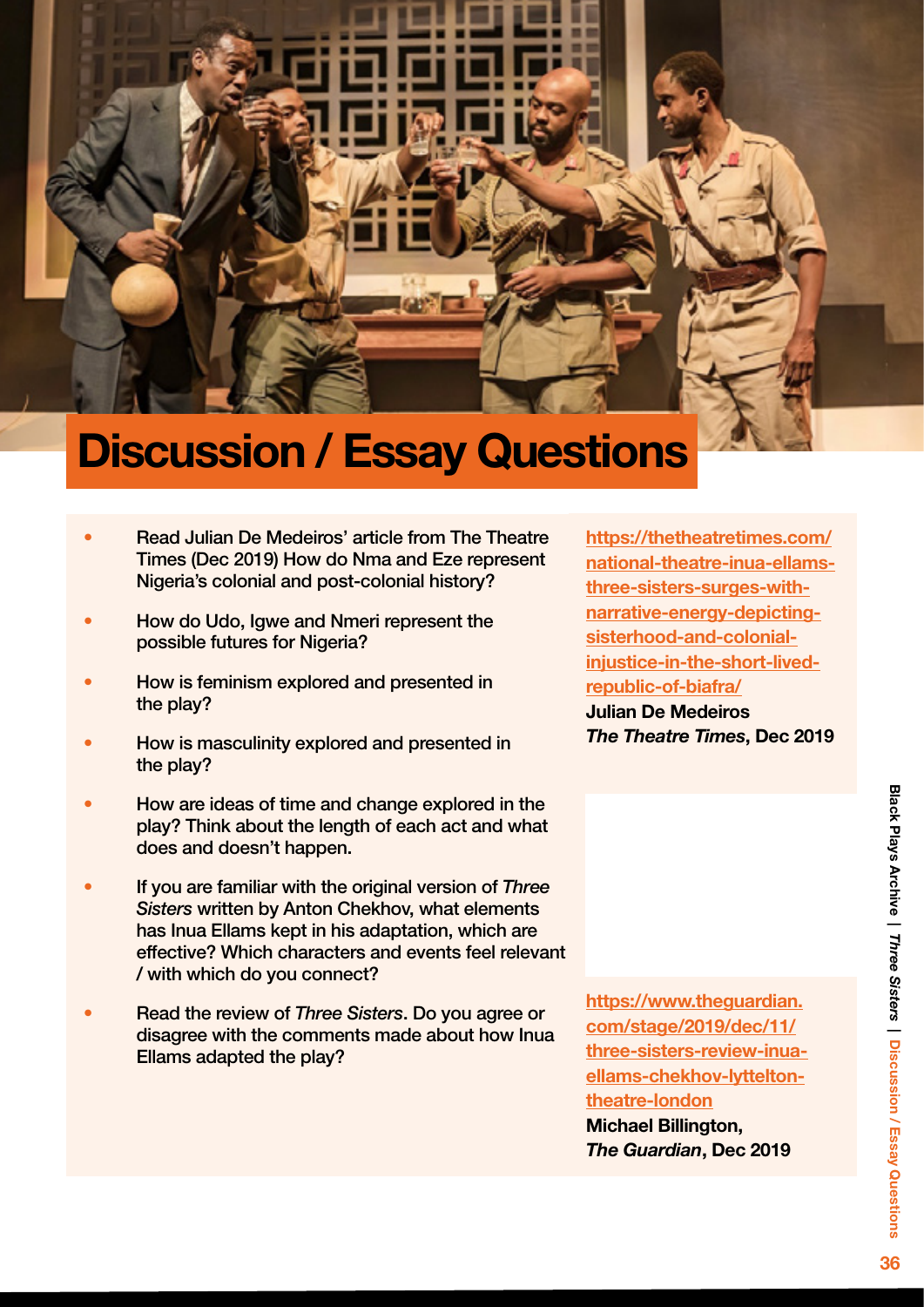# Discussion / Essay Questions

- Read Julian De Medeiros' article from The Theatre Times (Dec 2019) How do Nma and Eze represent Nigeria's colonial and post-colonial history?
- How do Udo, Igwe and Nmeri represent the possible futures for Nigeria?
- How is feminism explored and presented in the play?
- How is masculinity explored and presented in the play?
- How are ideas of time and change explored in the play? Think about the length of each act and what does and doesn't happen.
- If you are familiar with the original version of *Three Sisters* written by Anton Chekhov, what elements has Inua Ellams kept in his adaptation, which are effective? Which characters and events feel relevant / with which do you connect?
- Read the review of *Three Sisters*. Do you agree or disagree with the comments made about how Inua Ellams adapted the play?

https://thetheatretimes.com/national-theatre-inua-ellams-three-sisters-surges-with-narrative-energy-depicting-sisterhood-and-colonial-injustice-in-the-short-lived-republic-of-biafra/
**Julian De Medeiros**
***The Theatre Times*, Dec 2019**

https://www.theguardian.com/stage/2019/dec/11/three-sisters-review-inua-ellams-chekhov-lyttelton-theatre-london
**Michael Billington,**
***The Guardian*, Dec 2019**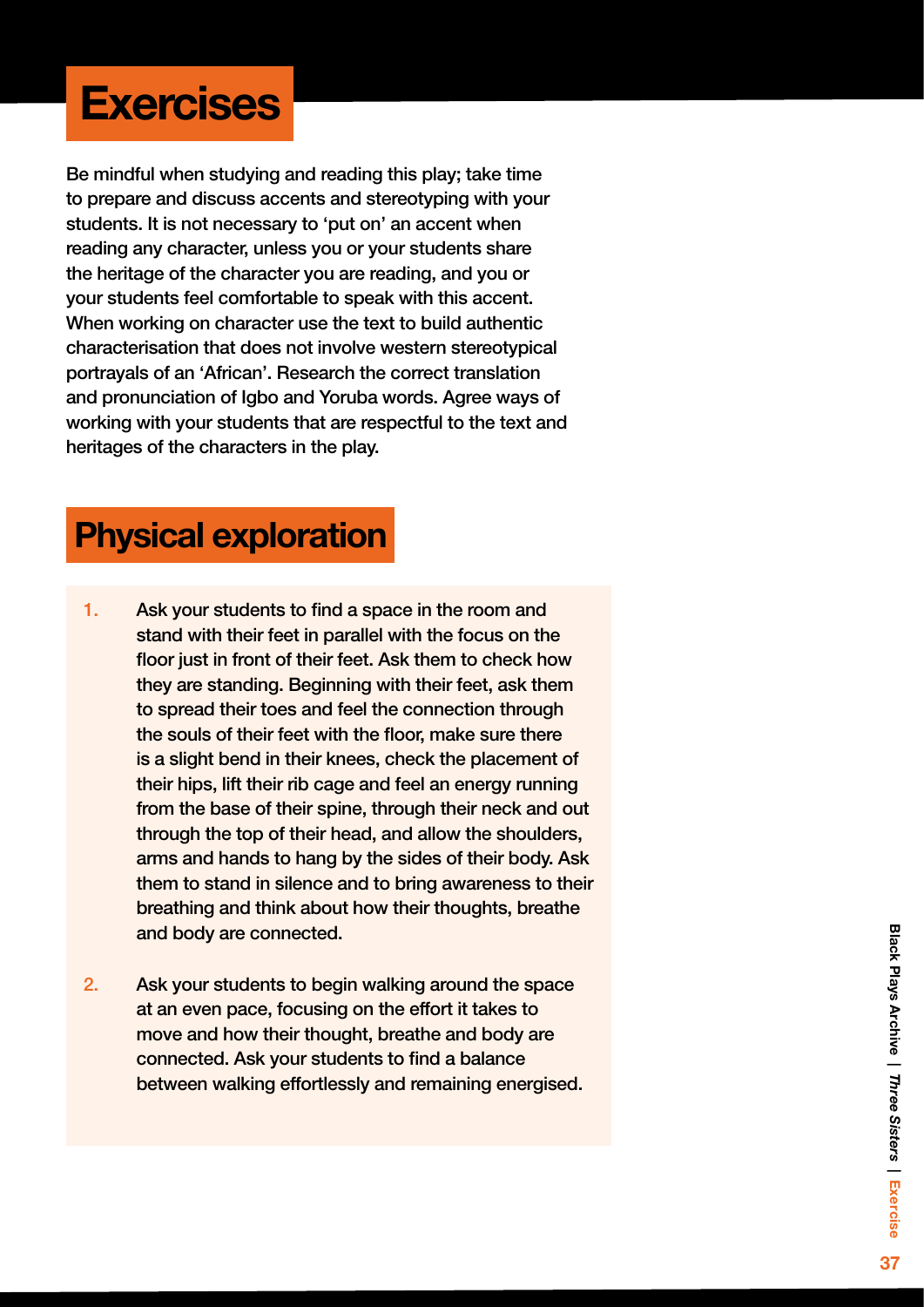# Exercises

Be mindful when studying and reading this play; take time to prepare and discuss accents and stereotyping with your students. It is not necessary to 'put on' an accent when reading any character, unless you or your students share the heritage of the character you are reading, and you or your students feel comfortable to speak with this accent. When working on character use the text to build authentic characterisation that does not involve western stereotypical portrayals of an 'African'. Research the correct translation and pronunciation of Igbo and Yoruba words. Agree ways of working with your students that are respectful to the text and heritages of the characters in the play.

## Physical exploration

1. Ask your students to find a space in the room and stand with their feet in parallel with the focus on the floor just in front of their feet. Ask them to check how they are standing. Beginning with their feet, ask them to spread their toes and feel the connection through the souls of their feet with the floor, make sure there is a slight bend in their knees, check the placement of their hips, lift their rib cage and feel an energy running from the base of their spine, through their neck and out through the top of their head, and allow the shoulders, arms and hands to hang by the sides of their body. Ask them to stand in silence and to bring awareness to their breathing and think about how their thoughts, breathe and body are connected.

2. Ask your students to begin walking around the space at an even pace, focusing on the effort it takes to move and how their thought, breathe and body are connected. Ask your students to find a balance between walking effortlessly and remaining energised.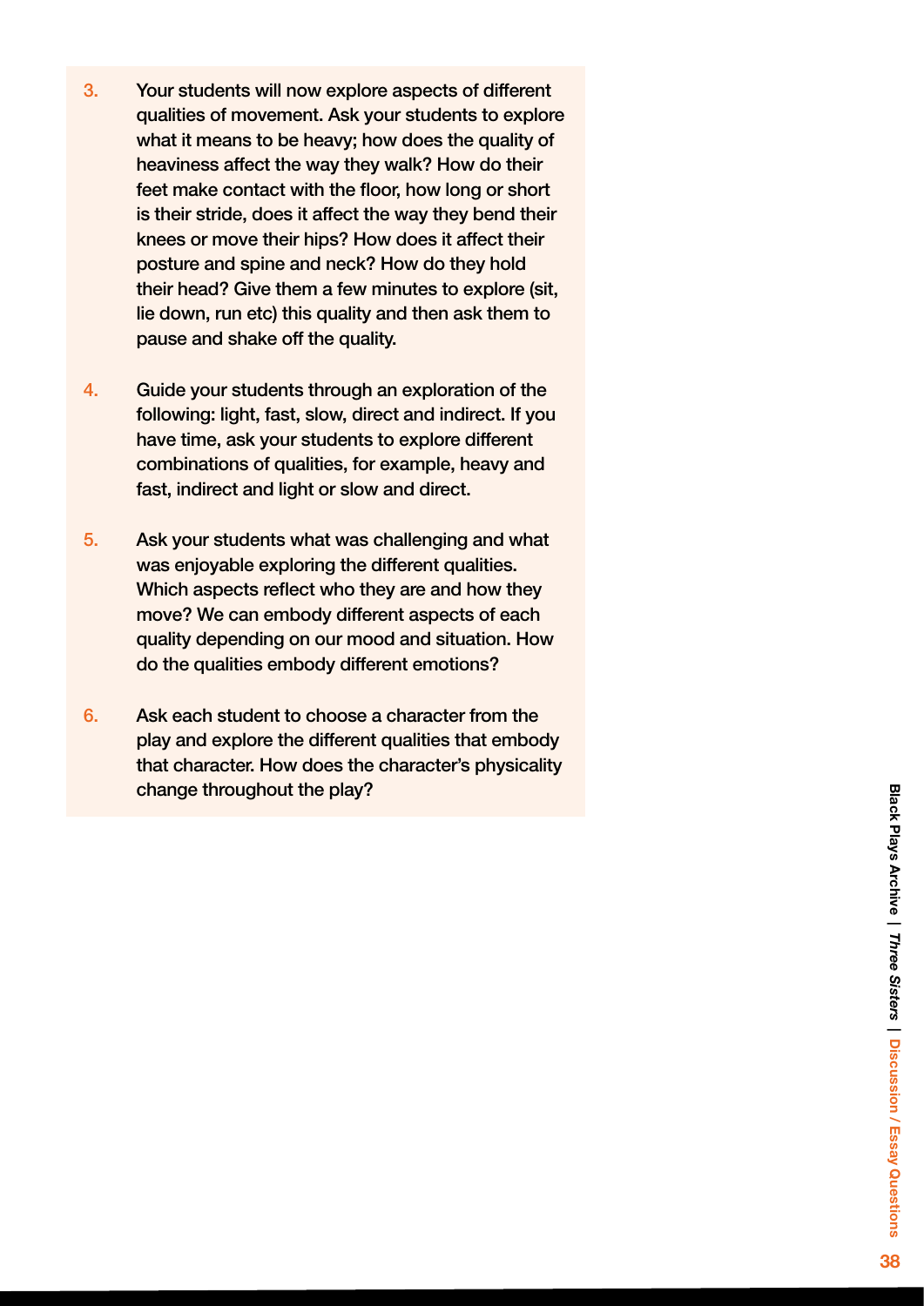3. Your students will now explore aspects of different qualities of movement. Ask your students to explore what it means to be heavy; how does the quality of heaviness affect the way they walk? How do their feet make contact with the floor, how long or short is their stride, does it affect the way they bend their knees or move their hips? How does it affect their posture and spine and neck? How do they hold their head? Give them a few minutes to explore (sit, lie down, run etc) this quality and then ask them to pause and shake off the quality.

4. Guide your students through an exploration of the following: light, fast, slow, direct and indirect. If you have time, ask your students to explore different combinations of qualities, for example, heavy and fast, indirect and light or slow and direct.

5. Ask your students what was challenging and what was enjoyable exploring the different qualities. Which aspects reflect who they are and how they move? We can embody different aspects of each quality depending on our mood and situation. How do the qualities embody different emotions?

6. Ask each student to choose a character from the play and explore the different qualities that embody that character. How does the character's physicality change throughout the play?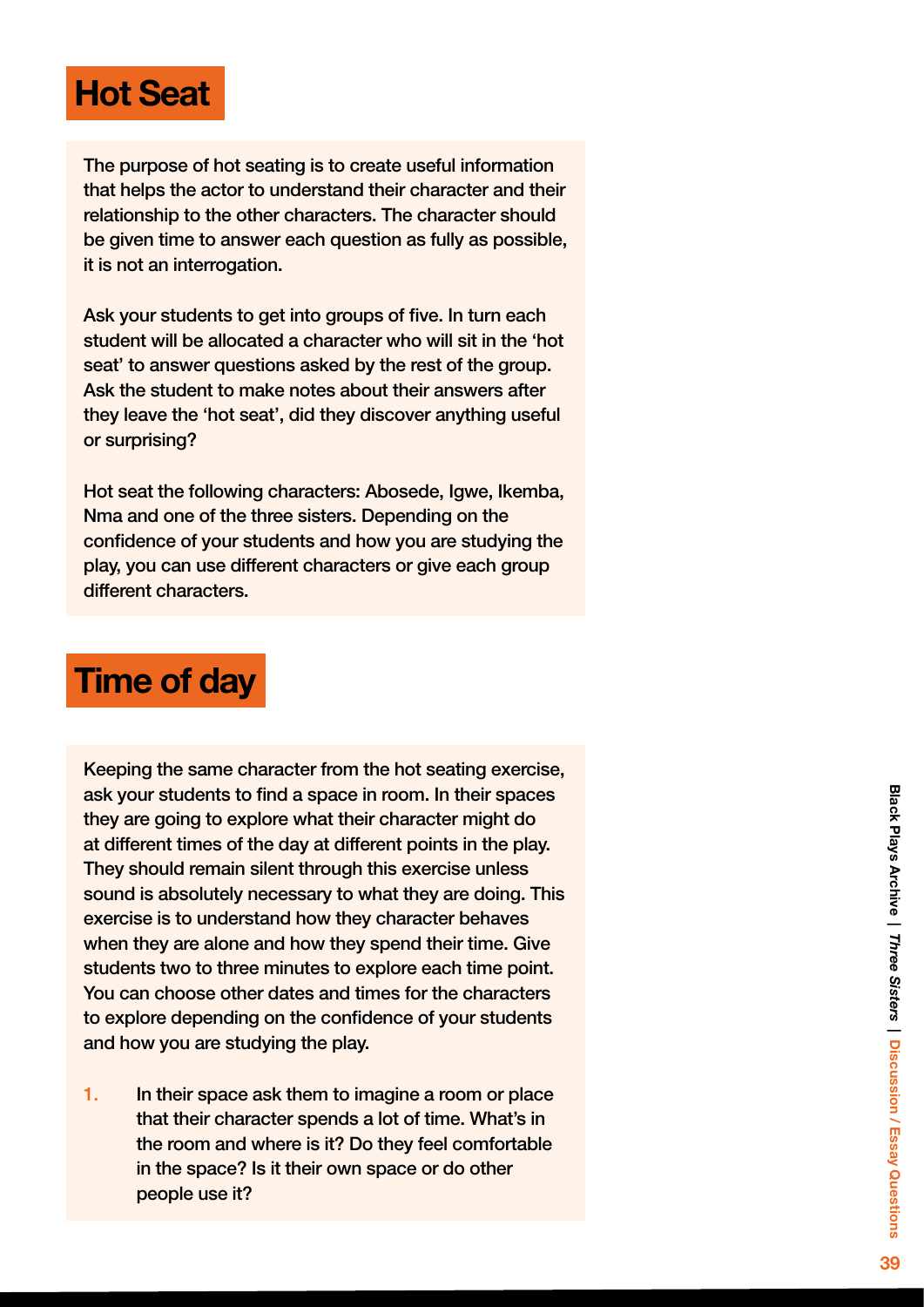## Hot Seat

The purpose of hot seating is to create useful information that helps the actor to understand their character and their relationship to the other characters. The character should be given time to answer each question as fully as possible, it is not an interrogation.

Ask your students to get into groups of five. In turn each student will be allocated a character who will sit in the 'hot seat' to answer questions asked by the rest of the group. Ask the student to make notes about their answers after they leave the 'hot seat', did they discover anything useful or surprising?

Hot seat the following characters: Abosede, Igwe, Ikemba, Nma and one of the three sisters. Depending on the confidence of your students and how you are studying the play, you can use different characters or give each group different characters.

## Time of day

Keeping the same character from the hot seating exercise, ask your students to find a space in room. In their spaces they are going to explore what their character might do at different times of the day at different points in the play. They should remain silent through this exercise unless sound is absolutely necessary to what they are doing. This exercise is to understand how they character behaves when they are alone and how they spend their time. Give students two to three minutes to explore each time point. You can choose other dates and times for the characters to explore depending on the confidence of your students and how you are studying the play.

1. In their space ask them to imagine a room or place that their character spends a lot of time. What's in the room and where is it? Do they feel comfortable in the space? Is it their own space or do other people use it?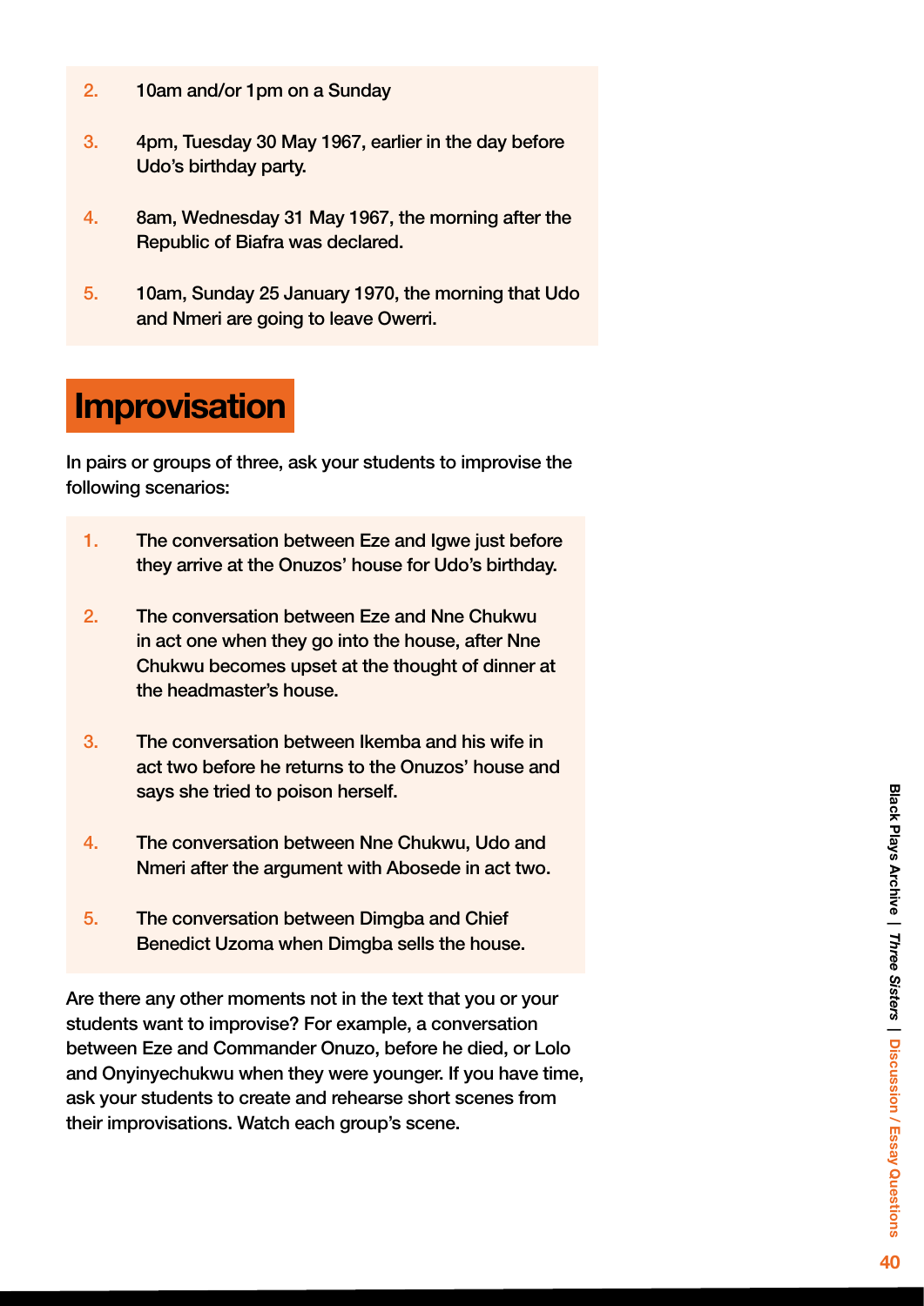2. 10am and/or 1pm on a Sunday
3. 4pm, Tuesday 30 May 1967, earlier in the day before Udo's birthday party.
4. 8am, Wednesday 31 May 1967, the morning after the Republic of Biafra was declared.
5. 10am, Sunday 25 January 1970, the morning that Udo and Nmeri are going to leave Owerri.

## Improvisation

In pairs or groups of three, ask your students to improvise the following scenarios:

1. The conversation between Eze and Igwe just before they arrive at the Onuzos' house for Udo's birthday.
2. The conversation between Eze and Nne Chukwu in act one when they go into the house, after Nne Chukwu becomes upset at the thought of dinner at the headmaster's house.
3. The conversation between Ikemba and his wife in act two before he returns to the Onuzos' house and says she tried to poison herself.
4. The conversation between Nne Chukwu, Udo and Nmeri after the argument with Abosede in act two.
5. The conversation between Dimgba and Chief Benedict Uzoma when Dimgba sells the house.

Are there any other moments not in the text that you or your students want to improvise? For example, a conversation between Eze and Commander Onuzo, before he died, or Lolo and Onyinyechukwu when they were younger. If you have time, ask your students to create and rehearse short scenes from their improvisations. Watch each group's scene.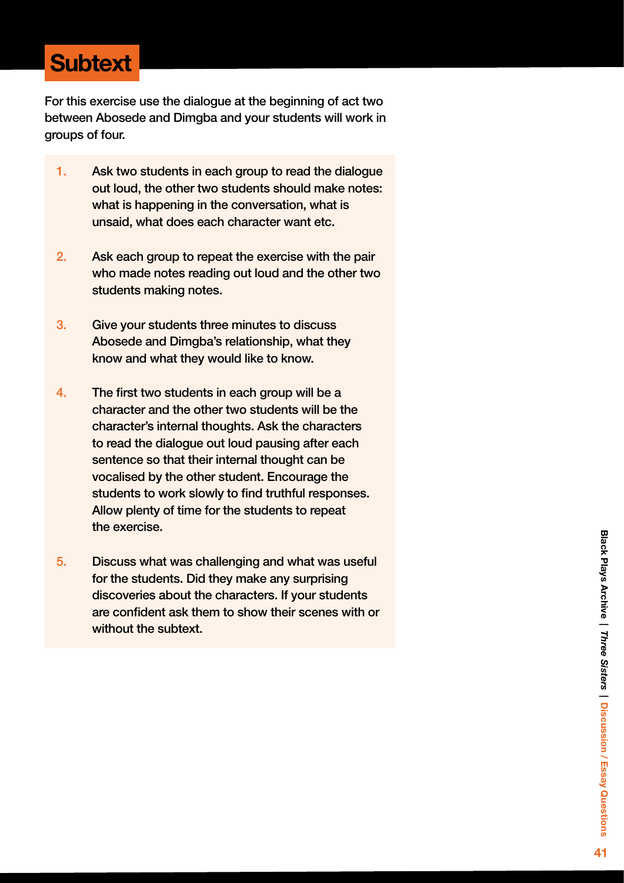# Subtext

For this exercise use the dialogue at the beginning of act two between Abosede and Dimgba and your students will work in groups of four.

1. Ask two students in each group to read the dialogue out loud, the other two students should make notes: what is happening in the conversation, what is unsaid, what does each character want etc.

2. Ask each group to repeat the exercise with the pair who made notes reading out loud and the other two students making notes.

3. Give your students three minutes to discuss Abosede and Dimgba's relationship, what they know and what they would like to know.

4. The first two students in each group will be a character and the other two students will be the character's internal thoughts. Ask the characters to read the dialogue out loud pausing after each sentence so that their internal thought can be vocalised by the other student. Encourage the students to work slowly to find truthful responses. Allow plenty of time for the students to repeat the exercise.

5. Discuss what was challenging and what was useful for the students. Did they make any surprising discoveries about the characters. If your students are confident ask them to show their scenes with or without the subtext.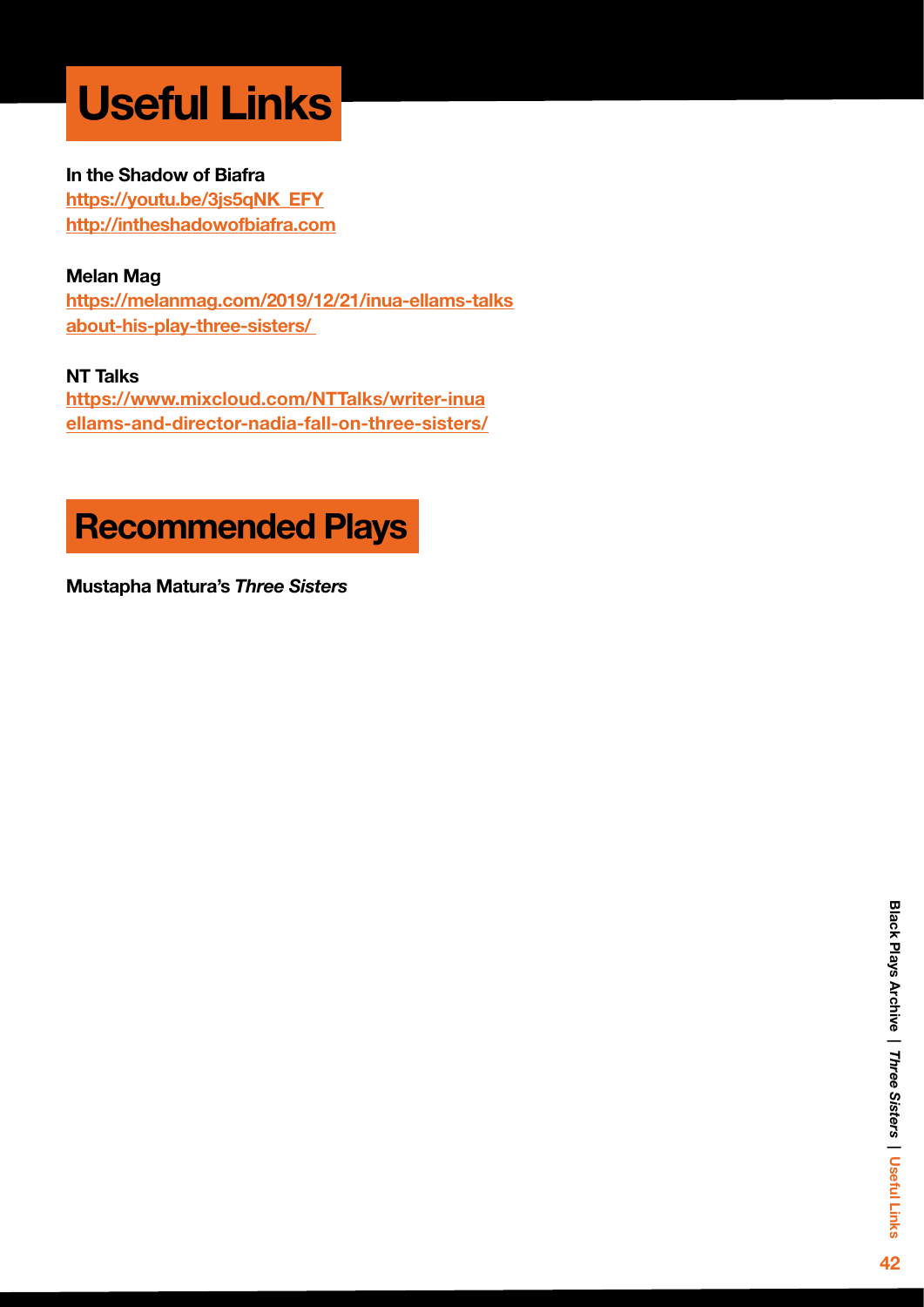# Useful Links

**In the Shadow of Biafra**
https://youtu.be/3js5qNK_EFY
http://intheshadowofbiafra.com

**Melan Mag**
https://melanmag.com/2019/12/21/inua-ellams-talks about-his-play-three-sisters/

**NT Talks**
https://www.mixcloud.com/NTTalks/writer-inua ellams-and-director-nadia-fall-on-three-sisters/

# Recommended Plays

**Mustapha Matura's *Three Sisters***